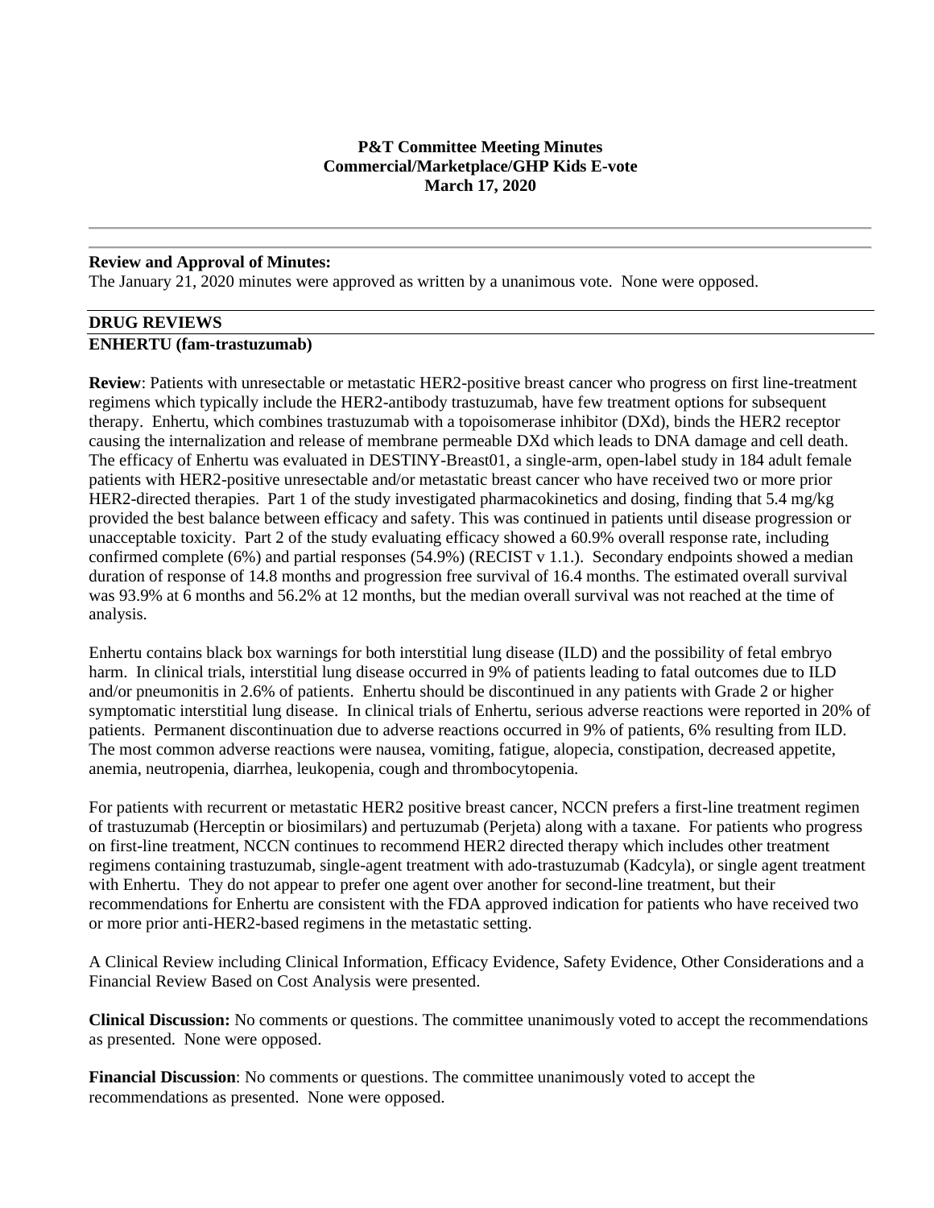**P&T Committee Meeting Minutes**
**Commercial/Marketplace/GHP Kids E-vote**
**March 17, 2020**

---

**Review and Approval of Minutes:**
The January 21, 2020 minutes were approved as written by a unanimous vote. None were opposed.

## DRUG REVIEWS

### ENHERTU (fam-trastuzumab)

**Review**: Patients with unresectable or metastatic HER2-positive breast cancer who progress on first line-treatment regimens which typically include the HER2-antibody trastuzumab, have few treatment options for subsequent therapy. Enhertu, which combines trastuzumab with a topoisomerase inhibitor (DXd), binds the HER2 receptor causing the internalization and release of membrane permeable DXd which leads to DNA damage and cell death. The efficacy of Enhertu was evaluated in DESTINY-Breast01, a single-arm, open-label study in 184 adult female patients with HER2-positive unresectable and/or metastatic breast cancer who have received two or more prior HER2-directed therapies. Part 1 of the study investigated pharmacokinetics and dosing, finding that 5.4 mg/kg provided the best balance between efficacy and safety. This was continued in patients until disease progression or unacceptable toxicity. Part 2 of the study evaluating efficacy showed a 60.9% overall response rate, including confirmed complete (6%) and partial responses (54.9%) (RECIST v 1.1.). Secondary endpoints showed a median duration of response of 14.8 months and progression free survival of 16.4 months. The estimated overall survival was 93.9% at 6 months and 56.2% at 12 months, but the median overall survival was not reached at the time of analysis.

Enhertu contains black box warnings for both interstitial lung disease (ILD) and the possibility of fetal embryo harm. In clinical trials, interstitial lung disease occurred in 9% of patients leading to fatal outcomes due to ILD and/or pneumonitis in 2.6% of patients. Enhertu should be discontinued in any patients with Grade 2 or higher symptomatic interstitial lung disease. In clinical trials of Enhertu, serious adverse reactions were reported in 20% of patients. Permanent discontinuation due to adverse reactions occurred in 9% of patients, 6% resulting from ILD. The most common adverse reactions were nausea, vomiting, fatigue, alopecia, constipation, decreased appetite, anemia, neutropenia, diarrhea, leukopenia, cough and thrombocytopenia.

For patients with recurrent or metastatic HER2 positive breast cancer, NCCN prefers a first-line treatment regimen of trastuzumab (Herceptin or biosimilars) and pertuzumab (Perjeta) along with a taxane. For patients who progress on first-line treatment, NCCN continues to recommend HER2 directed therapy which includes other treatment regimens containing trastuzumab, single-agent treatment with ado-trastuzumab (Kadcyla), or single agent treatment with Enhertu. They do not appear to prefer one agent over another for second-line treatment, but their recommendations for Enhertu are consistent with the FDA approved indication for patients who have received two or more prior anti-HER2-based regimens in the metastatic setting.

A Clinical Review including Clinical Information, Efficacy Evidence, Safety Evidence, Other Considerations and a Financial Review Based on Cost Analysis were presented.

**Clinical Discussion:** No comments or questions. The committee unanimously voted to accept the recommendations as presented. None were opposed.

**Financial Discussion**: No comments or questions. The committee unanimously voted to accept the recommendations as presented. None were opposed.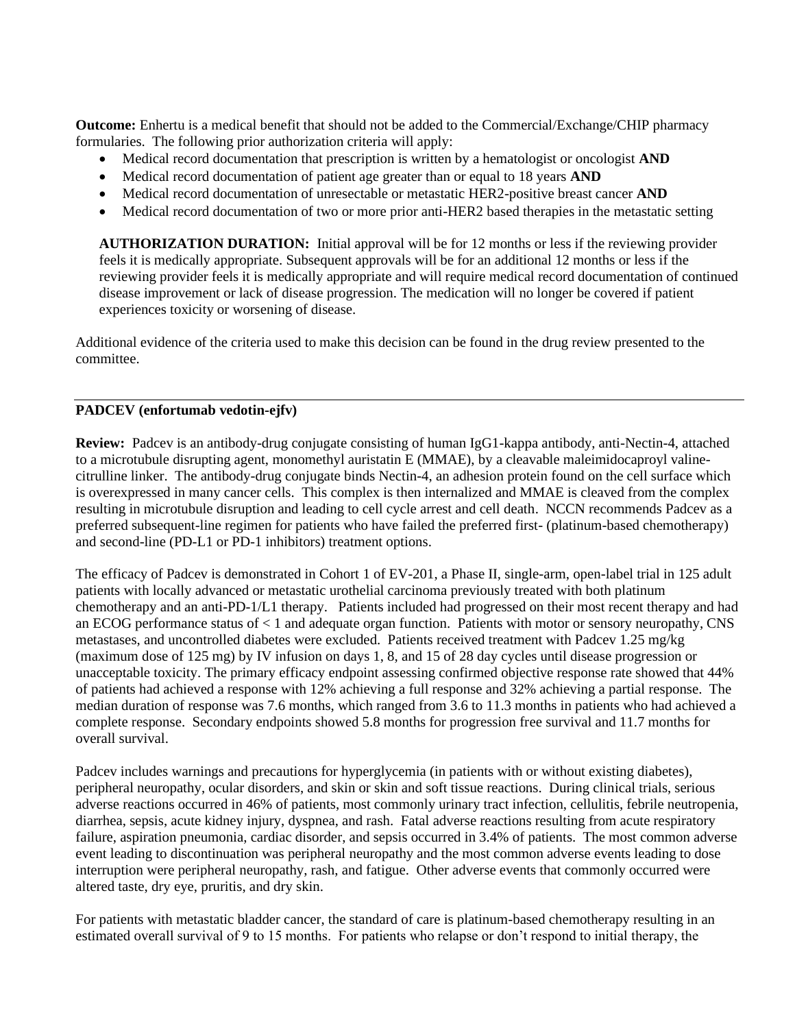**Outcome:** Enhertu is a medical benefit that should not be added to the Commercial/Exchange/CHIP pharmacy formularies. The following prior authorization criteria will apply:

- Medical record documentation that prescription is written by a hematologist or oncologist **AND**
- Medical record documentation of patient age greater than or equal to 18 years **AND**
- Medical record documentation of unresectable or metastatic HER2-positive breast cancer **AND**
- Medical record documentation of two or more prior anti-HER2 based therapies in the metastatic setting

**AUTHORIZATION DURATION:** Initial approval will be for 12 months or less if the reviewing provider feels it is medically appropriate. Subsequent approvals will be for an additional 12 months or less if the reviewing provider feels it is medically appropriate and will require medical record documentation of continued disease improvement or lack of disease progression. The medication will no longer be covered if patient experiences toxicity or worsening of disease.

Additional evidence of the criteria used to make this decision can be found in the drug review presented to the committee.

---

**PADCEV (enfortumab vedotin-ejfv)**

**Review:** Padcev is an antibody-drug conjugate consisting of human IgG1-kappa antibody, anti-Nectin-4, attached to a microtubule disrupting agent, monomethyl auristatin E (MMAE), by a cleavable maleimidocaproyl valine-citrulline linker. The antibody-drug conjugate binds Nectin-4, an adhesion protein found on the cell surface which is overexpressed in many cancer cells. This complex is then internalized and MMAE is cleaved from the complex resulting in microtubule disruption and leading to cell cycle arrest and cell death. NCCN recommends Padcev as a preferred subsequent-line regimen for patients who have failed the preferred first- (platinum-based chemotherapy) and second-line (PD-L1 or PD-1 inhibitors) treatment options.

The efficacy of Padcev is demonstrated in Cohort 1 of EV-201, a Phase II, single-arm, open-label trial in 125 adult patients with locally advanced or metastatic urothelial carcinoma previously treated with both platinum chemotherapy and an anti-PD-1/L1 therapy. Patients included had progressed on their most recent therapy and had an ECOG performance status of < 1 and adequate organ function. Patients with motor or sensory neuropathy, CNS metastases, and uncontrolled diabetes were excluded. Patients received treatment with Padcev 1.25 mg/kg (maximum dose of 125 mg) by IV infusion on days 1, 8, and 15 of 28 day cycles until disease progression or unacceptable toxicity. The primary efficacy endpoint assessing confirmed objective response rate showed that 44% of patients had achieved a response with 12% achieving a full response and 32% achieving a partial response. The median duration of response was 7.6 months, which ranged from 3.6 to 11.3 months in patients who had achieved a complete response. Secondary endpoints showed 5.8 months for progression free survival and 11.7 months for overall survival.

Padcev includes warnings and precautions for hyperglycemia (in patients with or without existing diabetes), peripheral neuropathy, ocular disorders, and skin or skin and soft tissue reactions. During clinical trials, serious adverse reactions occurred in 46% of patients, most commonly urinary tract infection, cellulitis, febrile neutropenia, diarrhea, sepsis, acute kidney injury, dyspnea, and rash. Fatal adverse reactions resulting from acute respiratory failure, aspiration pneumonia, cardiac disorder, and sepsis occurred in 3.4% of patients. The most common adverse event leading to discontinuation was peripheral neuropathy and the most common adverse events leading to dose interruption were peripheral neuropathy, rash, and fatigue. Other adverse events that commonly occurred were altered taste, dry eye, pruritis, and dry skin.

For patients with metastatic bladder cancer, the standard of care is platinum-based chemotherapy resulting in an estimated overall survival of 9 to 15 months. For patients who relapse or don't respond to initial therapy, the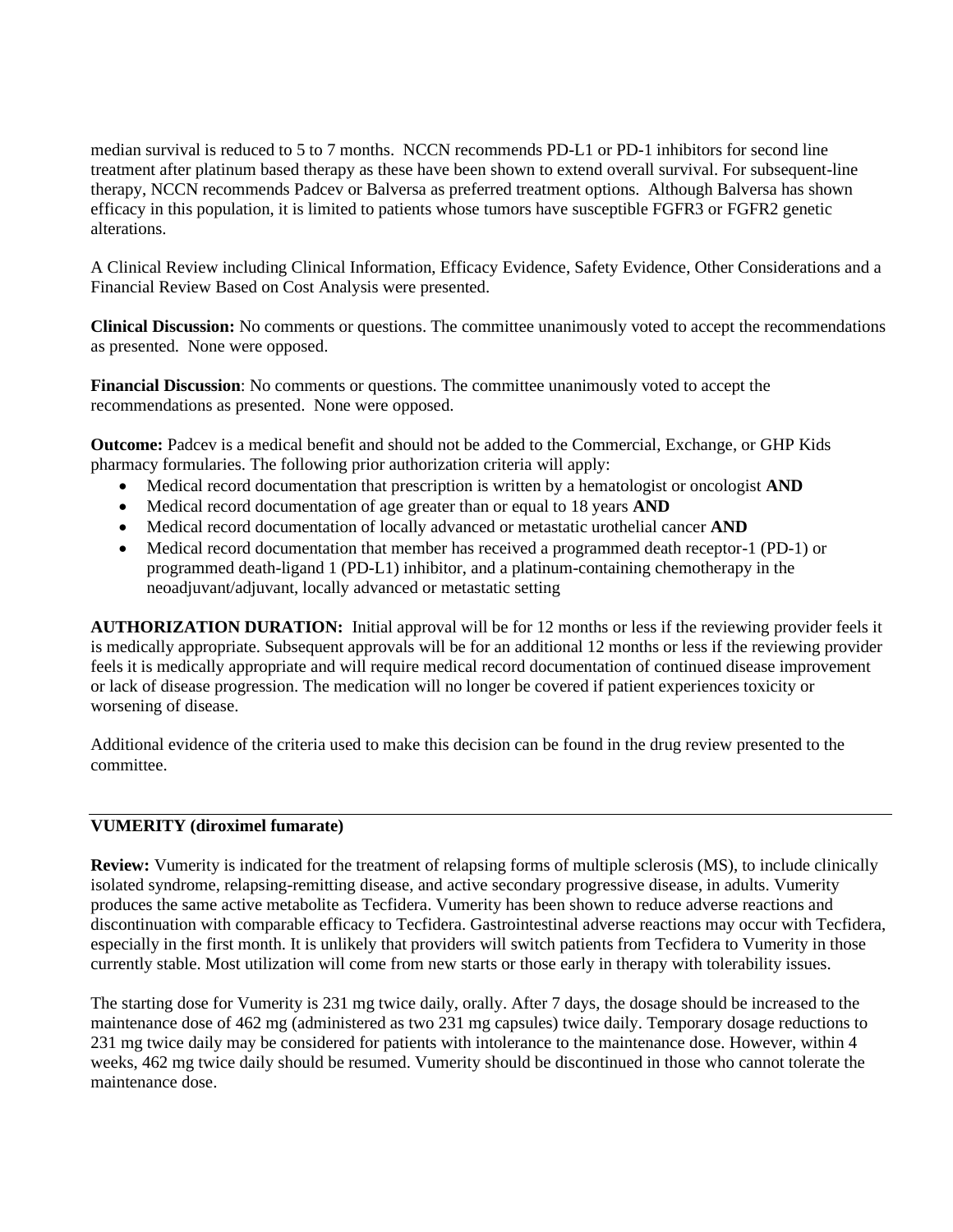median survival is reduced to 5 to 7 months. NCCN recommends PD-L1 or PD-1 inhibitors for second line treatment after platinum based therapy as these have been shown to extend overall survival. For subsequent-line therapy, NCCN recommends Padcev or Balversa as preferred treatment options. Although Balversa has shown efficacy in this population, it is limited to patients whose tumors have susceptible FGFR3 or FGFR2 genetic alterations.

A Clinical Review including Clinical Information, Efficacy Evidence, Safety Evidence, Other Considerations and a Financial Review Based on Cost Analysis were presented.

**Clinical Discussion:** No comments or questions. The committee unanimously voted to accept the recommendations as presented. None were opposed.

**Financial Discussion**: No comments or questions. The committee unanimously voted to accept the recommendations as presented. None were opposed.

**Outcome:** Padcev is a medical benefit and should not be added to the Commercial, Exchange, or GHP Kids pharmacy formularies. The following prior authorization criteria will apply:

- Medical record documentation that prescription is written by a hematologist or oncologist **AND**
- Medical record documentation of age greater than or equal to 18 years **AND**
- Medical record documentation of locally advanced or metastatic urothelial cancer **AND**
- Medical record documentation that member has received a programmed death receptor-1 (PD-1) or programmed death-ligand 1 (PD-L1) inhibitor, and a platinum-containing chemotherapy in the neoadjuvant/adjuvant, locally advanced or metastatic setting

**AUTHORIZATION DURATION:** Initial approval will be for 12 months or less if the reviewing provider feels it is medically appropriate. Subsequent approvals will be for an additional 12 months or less if the reviewing provider feels it is medically appropriate and will require medical record documentation of continued disease improvement or lack of disease progression. The medication will no longer be covered if patient experiences toxicity or worsening of disease.

Additional evidence of the criteria used to make this decision can be found in the drug review presented to the committee.

---

**VUMERITY (diroximel fumarate)**

**Review:** Vumerity is indicated for the treatment of relapsing forms of multiple sclerosis (MS), to include clinically isolated syndrome, relapsing-remitting disease, and active secondary progressive disease, in adults. Vumerity produces the same active metabolite as Tecfidera. Vumerity has been shown to reduce adverse reactions and discontinuation with comparable efficacy to Tecfidera. Gastrointestinal adverse reactions may occur with Tecfidera, especially in the first month. It is unlikely that providers will switch patients from Tecfidera to Vumerity in those currently stable. Most utilization will come from new starts or those early in therapy with tolerability issues.

The starting dose for Vumerity is 231 mg twice daily, orally. After 7 days, the dosage should be increased to the maintenance dose of 462 mg (administered as two 231 mg capsules) twice daily. Temporary dosage reductions to 231 mg twice daily may be considered for patients with intolerance to the maintenance dose. However, within 4 weeks, 462 mg twice daily should be resumed. Vumerity should be discontinued in those who cannot tolerate the maintenance dose.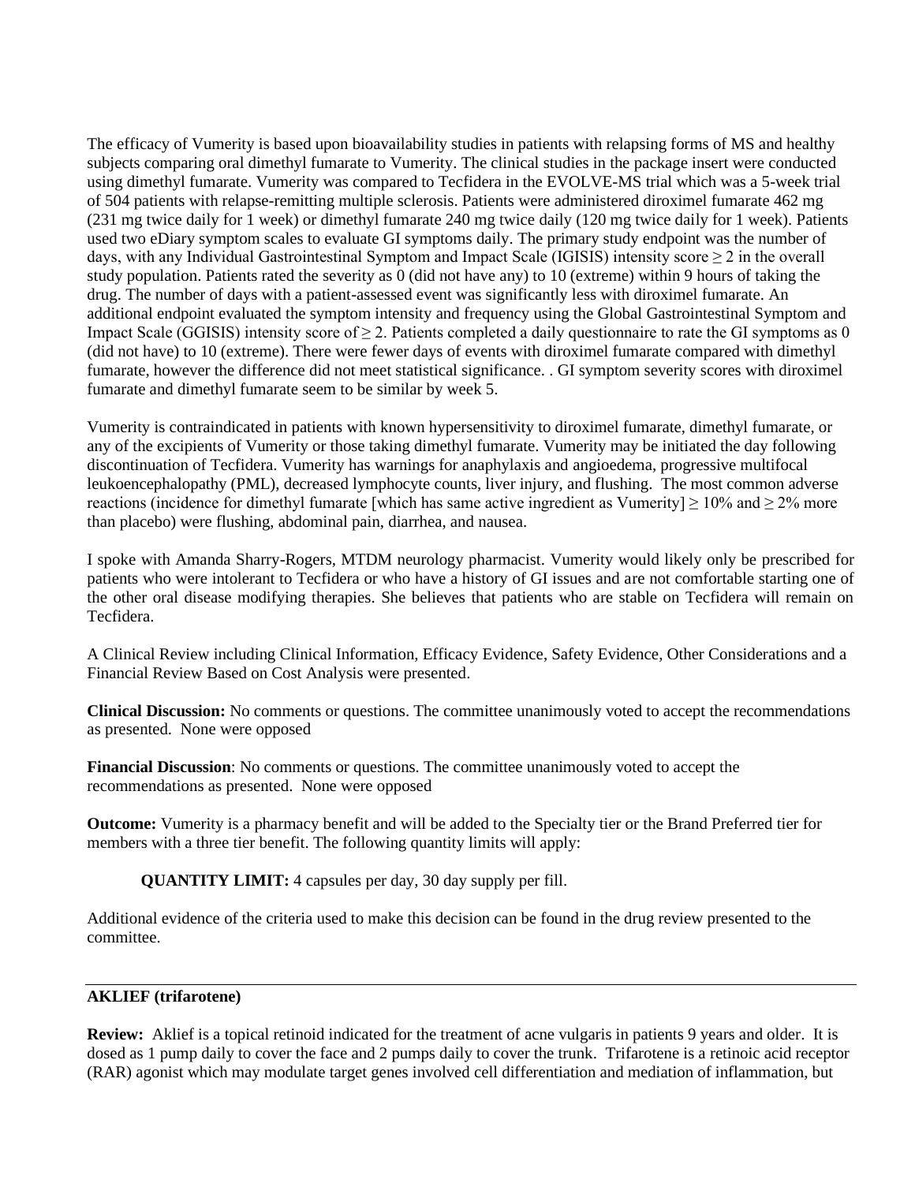The efficacy of Vumerity is based upon bioavailability studies in patients with relapsing forms of MS and healthy subjects comparing oral dimethyl fumarate to Vumerity. The clinical studies in the package insert were conducted using dimethyl fumarate. Vumerity was compared to Tecfidera in the EVOLVE-MS trial which was a 5-week trial of 504 patients with relapse-remitting multiple sclerosis. Patients were administered diroximel fumarate 462 mg (231 mg twice daily for 1 week) or dimethyl fumarate 240 mg twice daily (120 mg twice daily for 1 week). Patients used two eDiary symptom scales to evaluate GI symptoms daily. The primary study endpoint was the number of days, with any Individual Gastrointestinal Symptom and Impact Scale (IGISIS) intensity score ≥ 2 in the overall study population. Patients rated the severity as 0 (did not have any) to 10 (extreme) within 9 hours of taking the drug. The number of days with a patient-assessed event was significantly less with diroximel fumarate. An additional endpoint evaluated the symptom intensity and frequency using the Global Gastrointestinal Symptom and Impact Scale (GGISIS) intensity score of ≥ 2. Patients completed a daily questionnaire to rate the GI symptoms as 0 (did not have) to 10 (extreme). There were fewer days of events with diroximel fumarate compared with dimethyl fumarate, however the difference did not meet statistical significance. . GI symptom severity scores with diroximel fumarate and dimethyl fumarate seem to be similar by week 5.

Vumerity is contraindicated in patients with known hypersensitivity to diroximel fumarate, dimethyl fumarate, or any of the excipients of Vumerity or those taking dimethyl fumarate. Vumerity may be initiated the day following discontinuation of Tecfidera. Vumerity has warnings for anaphylaxis and angioedema, progressive multifocal leukoencephalopathy (PML), decreased lymphocyte counts, liver injury, and flushing. The most common adverse reactions (incidence for dimethyl fumarate [which has same active ingredient as Vumerity] ≥ 10% and ≥ 2% more than placebo) were flushing, abdominal pain, diarrhea, and nausea.

I spoke with Amanda Sharry-Rogers, MTDM neurology pharmacist. Vumerity would likely only be prescribed for patients who were intolerant to Tecfidera or who have a history of GI issues and are not comfortable starting one of the other oral disease modifying therapies. She believes that patients who are stable on Tecfidera will remain on Tecfidera.

A Clinical Review including Clinical Information, Efficacy Evidence, Safety Evidence, Other Considerations and a Financial Review Based on Cost Analysis were presented.

**Clinical Discussion:** No comments or questions. The committee unanimously voted to accept the recommendations as presented. None were opposed

**Financial Discussion**: No comments or questions. The committee unanimously voted to accept the recommendations as presented. None were opposed

**Outcome:** Vumerity is a pharmacy benefit and will be added to the Specialty tier or the Brand Preferred tier for members with a three tier benefit. The following quantity limits will apply:

> **QUANTITY LIMIT:** 4 capsules per day, 30 day supply per fill.

Additional evidence of the criteria used to make this decision can be found in the drug review presented to the committee.

---

**AKLIEF (trifarotene)**

**Review:** Aklief is a topical retinoid indicated for the treatment of acne vulgaris in patients 9 years and older. It is dosed as 1 pump daily to cover the face and 2 pumps daily to cover the trunk. Trifarotene is a retinoic acid receptor (RAR) agonist which may modulate target genes involved cell differentiation and mediation of inflammation, but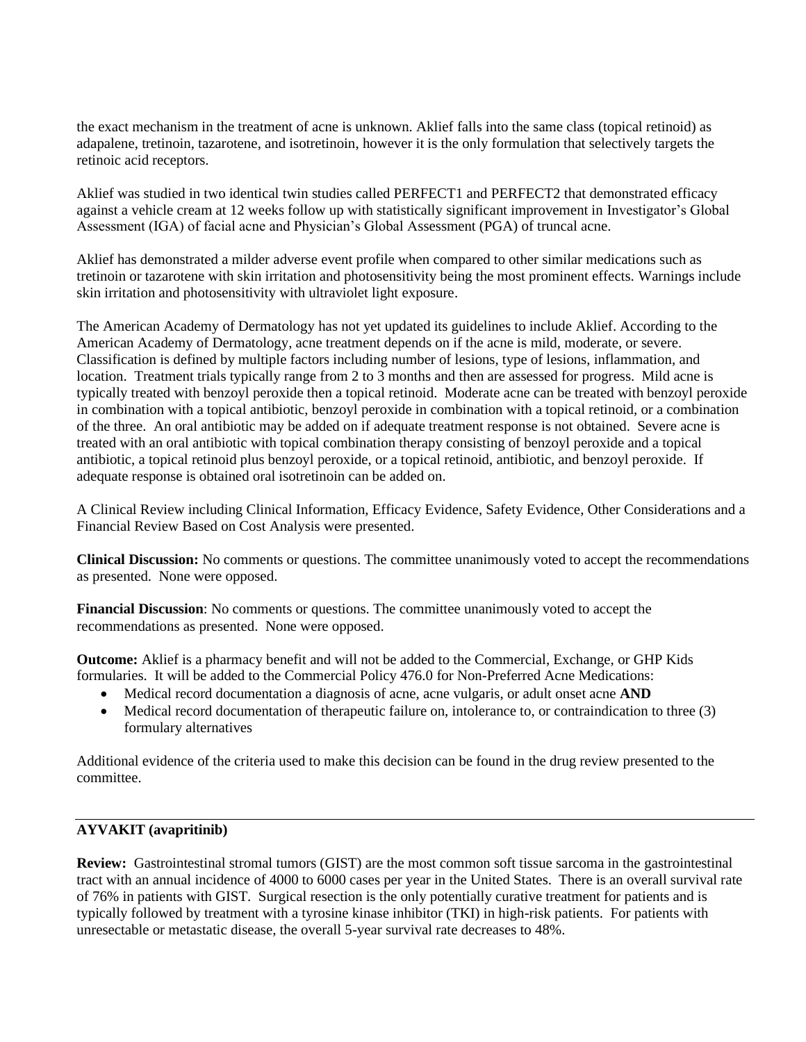the exact mechanism in the treatment of acne is unknown. Aklief falls into the same class (topical retinoid) as adapalene, tretinoin, tazarotene, and isotretinoin, however it is the only formulation that selectively targets the retinoic acid receptors.

Aklief was studied in two identical twin studies called PERFECT1 and PERFECT2 that demonstrated efficacy against a vehicle cream at 12 weeks follow up with statistically significant improvement in Investigator's Global Assessment (IGA) of facial acne and Physician's Global Assessment (PGA) of truncal acne.

Aklief has demonstrated a milder adverse event profile when compared to other similar medications such as tretinoin or tazarotene with skin irritation and photosensitivity being the most prominent effects. Warnings include skin irritation and photosensitivity with ultraviolet light exposure.

The American Academy of Dermatology has not yet updated its guidelines to include Aklief. According to the American Academy of Dermatology, acne treatment depends on if the acne is mild, moderate, or severe. Classification is defined by multiple factors including number of lesions, type of lesions, inflammation, and location. Treatment trials typically range from 2 to 3 months and then are assessed for progress. Mild acne is typically treated with benzoyl peroxide then a topical retinoid. Moderate acne can be treated with benzoyl peroxide in combination with a topical antibiotic, benzoyl peroxide in combination with a topical retinoid, or a combination of the three. An oral antibiotic may be added on if adequate treatment response is not obtained. Severe acne is treated with an oral antibiotic with topical combination therapy consisting of benzoyl peroxide and a topical antibiotic, a topical retinoid plus benzoyl peroxide, or a topical retinoid, antibiotic, and benzoyl peroxide. If adequate response is obtained oral isotretinoin can be added on.

A Clinical Review including Clinical Information, Efficacy Evidence, Safety Evidence, Other Considerations and a Financial Review Based on Cost Analysis were presented.

**Clinical Discussion:** No comments or questions. The committee unanimously voted to accept the recommendations as presented. None were opposed.

**Financial Discussion**: No comments or questions. The committee unanimously voted to accept the recommendations as presented. None were opposed.

**Outcome:** Aklief is a pharmacy benefit and will not be added to the Commercial, Exchange, or GHP Kids formularies. It will be added to the Commercial Policy 476.0 for Non-Preferred Acne Medications:

- Medical record documentation a diagnosis of acne, acne vulgaris, or adult onset acne **AND**
- Medical record documentation of therapeutic failure on, intolerance to, or contraindication to three (3) formulary alternatives

Additional evidence of the criteria used to make this decision can be found in the drug review presented to the committee.

---

**AYVAKIT (avapritinib)**

**Review:** Gastrointestinal stromal tumors (GIST) are the most common soft tissue sarcoma in the gastrointestinal tract with an annual incidence of 4000 to 6000 cases per year in the United States. There is an overall survival rate of 76% in patients with GIST. Surgical resection is the only potentially curative treatment for patients and is typically followed by treatment with a tyrosine kinase inhibitor (TKI) in high-risk patients. For patients with unresectable or metastatic disease, the overall 5-year survival rate decreases to 48%.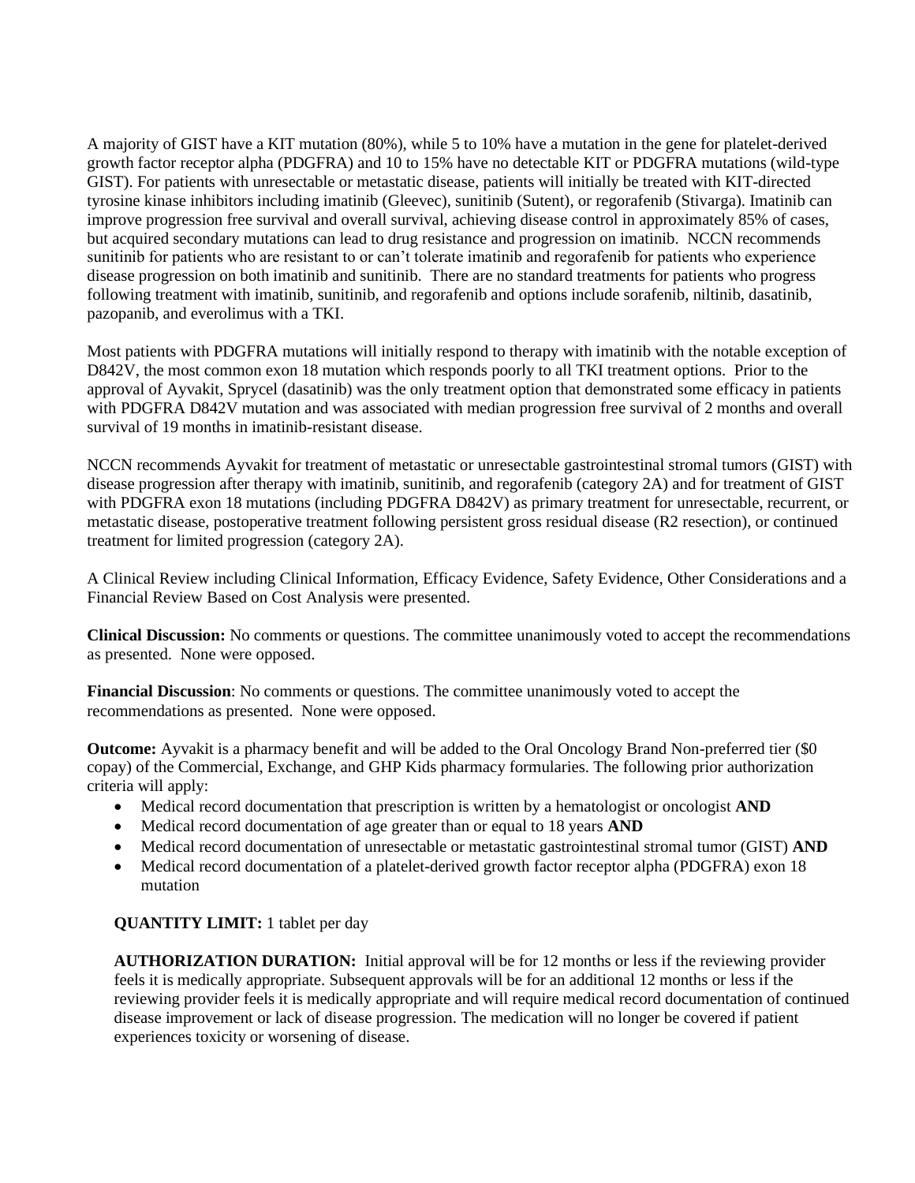A majority of GIST have a KIT mutation (80%), while 5 to 10% have a mutation in the gene for platelet-derived growth factor receptor alpha (PDGFRA) and 10 to 15% have no detectable KIT or PDGFRA mutations (wild-type GIST). For patients with unresectable or metastatic disease, patients will initially be treated with KIT-directed tyrosine kinase inhibitors including imatinib (Gleevec), sunitinib (Sutent), or regorafenib (Stivarga). Imatinib can improve progression free survival and overall survival, achieving disease control in approximately 85% of cases, but acquired secondary mutations can lead to drug resistance and progression on imatinib. NCCN recommends sunitinib for patients who are resistant to or can't tolerate imatinib and regorafenib for patients who experience disease progression on both imatinib and sunitinib. There are no standard treatments for patients who progress following treatment with imatinib, sunitinib, and regorafenib and options include sorafenib, niltinib, dasatinib, pazopanib, and everolimus with a TKI.

Most patients with PDGFRA mutations will initially respond to therapy with imatinib with the notable exception of D842V, the most common exon 18 mutation which responds poorly to all TKI treatment options. Prior to the approval of Ayvakit, Sprycel (dasatinib) was the only treatment option that demonstrated some efficacy in patients with PDGFRA D842V mutation and was associated with median progression free survival of 2 months and overall survival of 19 months in imatinib-resistant disease.

NCCN recommends Ayvakit for treatment of metastatic or unresectable gastrointestinal stromal tumors (GIST) with disease progression after therapy with imatinib, sunitinib, and regorafenib (category 2A) and for treatment of GIST with PDGFRA exon 18 mutations (including PDGFRA D842V) as primary treatment for unresectable, recurrent, or metastatic disease, postoperative treatment following persistent gross residual disease (R2 resection), or continued treatment for limited progression (category 2A).

A Clinical Review including Clinical Information, Efficacy Evidence, Safety Evidence, Other Considerations and a Financial Review Based on Cost Analysis were presented.

**Clinical Discussion:** No comments or questions. The committee unanimously voted to accept the recommendations as presented. None were opposed.

**Financial Discussion**: No comments or questions. The committee unanimously voted to accept the recommendations as presented. None were opposed.

**Outcome:** Ayvakit is a pharmacy benefit and will be added to the Oral Oncology Brand Non-preferred tier ($0 copay) of the Commercial, Exchange, and GHP Kids pharmacy formularies. The following prior authorization criteria will apply:

- Medical record documentation that prescription is written by a hematologist or oncologist **AND**
- Medical record documentation of age greater than or equal to 18 years **AND**
- Medical record documentation of unresectable or metastatic gastrointestinal stromal tumor (GIST) **AND**
- Medical record documentation of a platelet-derived growth factor receptor alpha (PDGFRA) exon 18 mutation

**QUANTITY LIMIT:** 1 tablet per day

**AUTHORIZATION DURATION:** Initial approval will be for 12 months or less if the reviewing provider feels it is medically appropriate. Subsequent approvals will be for an additional 12 months or less if the reviewing provider feels it is medically appropriate and will require medical record documentation of continued disease improvement or lack of disease progression. The medication will no longer be covered if patient experiences toxicity or worsening of disease.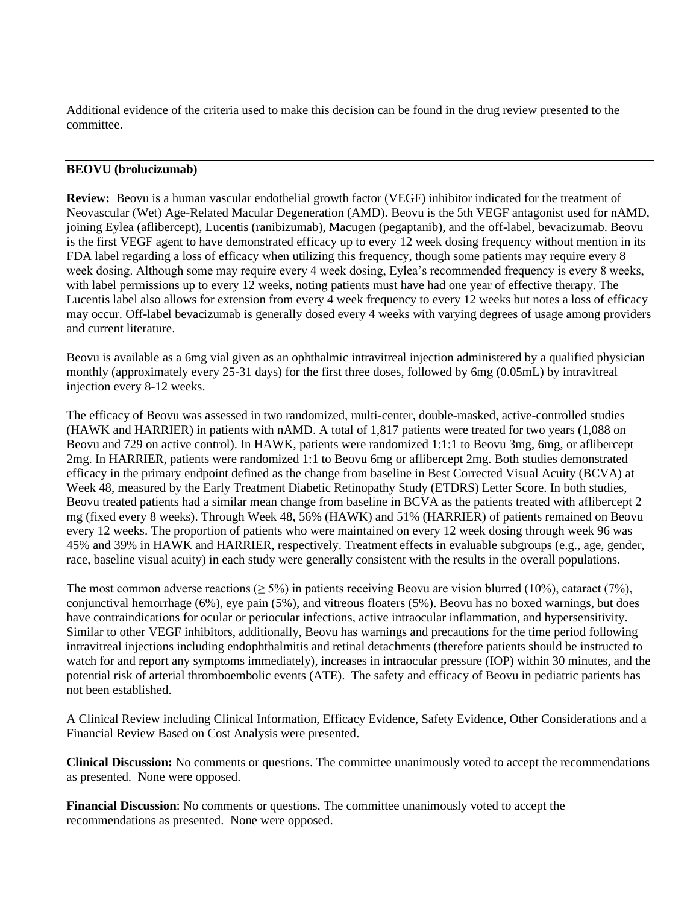Additional evidence of the criteria used to make this decision can be found in the drug review presented to the committee.

---

**BEOVU (brolucizumab)**

**Review:** Beovu is a human vascular endothelial growth factor (VEGF) inhibitor indicated for the treatment of Neovascular (Wet) Age-Related Macular Degeneration (AMD). Beovu is the 5th VEGF antagonist used for nAMD, joining Eylea (aflibercept), Lucentis (ranibizumab), Macugen (pegaptanib), and the off-label, bevacizumab. Beovu is the first VEGF agent to have demonstrated efficacy up to every 12 week dosing frequency without mention in its FDA label regarding a loss of efficacy when utilizing this frequency, though some patients may require every 8 week dosing. Although some may require every 4 week dosing, Eylea's recommended frequency is every 8 weeks, with label permissions up to every 12 weeks, noting patients must have had one year of effective therapy. The Lucentis label also allows for extension from every 4 week frequency to every 12 weeks but notes a loss of efficacy may occur. Off-label bevacizumab is generally dosed every 4 weeks with varying degrees of usage among providers and current literature.

Beovu is available as a 6mg vial given as an ophthalmic intravitreal injection administered by a qualified physician monthly (approximately every 25-31 days) for the first three doses, followed by 6mg (0.05mL) by intravitreal injection every 8-12 weeks.

The efficacy of Beovu was assessed in two randomized, multi-center, double-masked, active-controlled studies (HAWK and HARRIER) in patients with nAMD. A total of 1,817 patients were treated for two years (1,088 on Beovu and 729 on active control). In HAWK, patients were randomized 1:1:1 to Beovu 3mg, 6mg, or aflibercept 2mg. In HARRIER, patients were randomized 1:1 to Beovu 6mg or aflibercept 2mg. Both studies demonstrated efficacy in the primary endpoint defined as the change from baseline in Best Corrected Visual Acuity (BCVA) at Week 48, measured by the Early Treatment Diabetic Retinopathy Study (ETDRS) Letter Score. In both studies, Beovu treated patients had a similar mean change from baseline in BCVA as the patients treated with aflibercept 2 mg (fixed every 8 weeks). Through Week 48, 56% (HAWK) and 51% (HARRIER) of patients remained on Beovu every 12 weeks. The proportion of patients who were maintained on every 12 week dosing through week 96 was 45% and 39% in HAWK and HARRIER, respectively. Treatment effects in evaluable subgroups (e.g., age, gender, race, baseline visual acuity) in each study were generally consistent with the results in the overall populations.

The most common adverse reactions ($\geq$ 5%) in patients receiving Beovu are vision blurred (10%), cataract (7%), conjunctival hemorrhage (6%), eye pain (5%), and vitreous floaters (5%). Beovu has no boxed warnings, but does have contraindications for ocular or periocular infections, active intraocular inflammation, and hypersensitivity. Similar to other VEGF inhibitors, additionally, Beovu has warnings and precautions for the time period following intravitreal injections including endophthalmitis and retinal detachments (therefore patients should be instructed to watch for and report any symptoms immediately), increases in intraocular pressure (IOP) within 30 minutes, and the potential risk of arterial thromboembolic events (ATE). The safety and efficacy of Beovu in pediatric patients has not been established.

A Clinical Review including Clinical Information, Efficacy Evidence, Safety Evidence, Other Considerations and a Financial Review Based on Cost Analysis were presented.

**Clinical Discussion:** No comments or questions. The committee unanimously voted to accept the recommendations as presented. None were opposed.

**Financial Discussion**: No comments or questions. The committee unanimously voted to accept the recommendations as presented. None were opposed.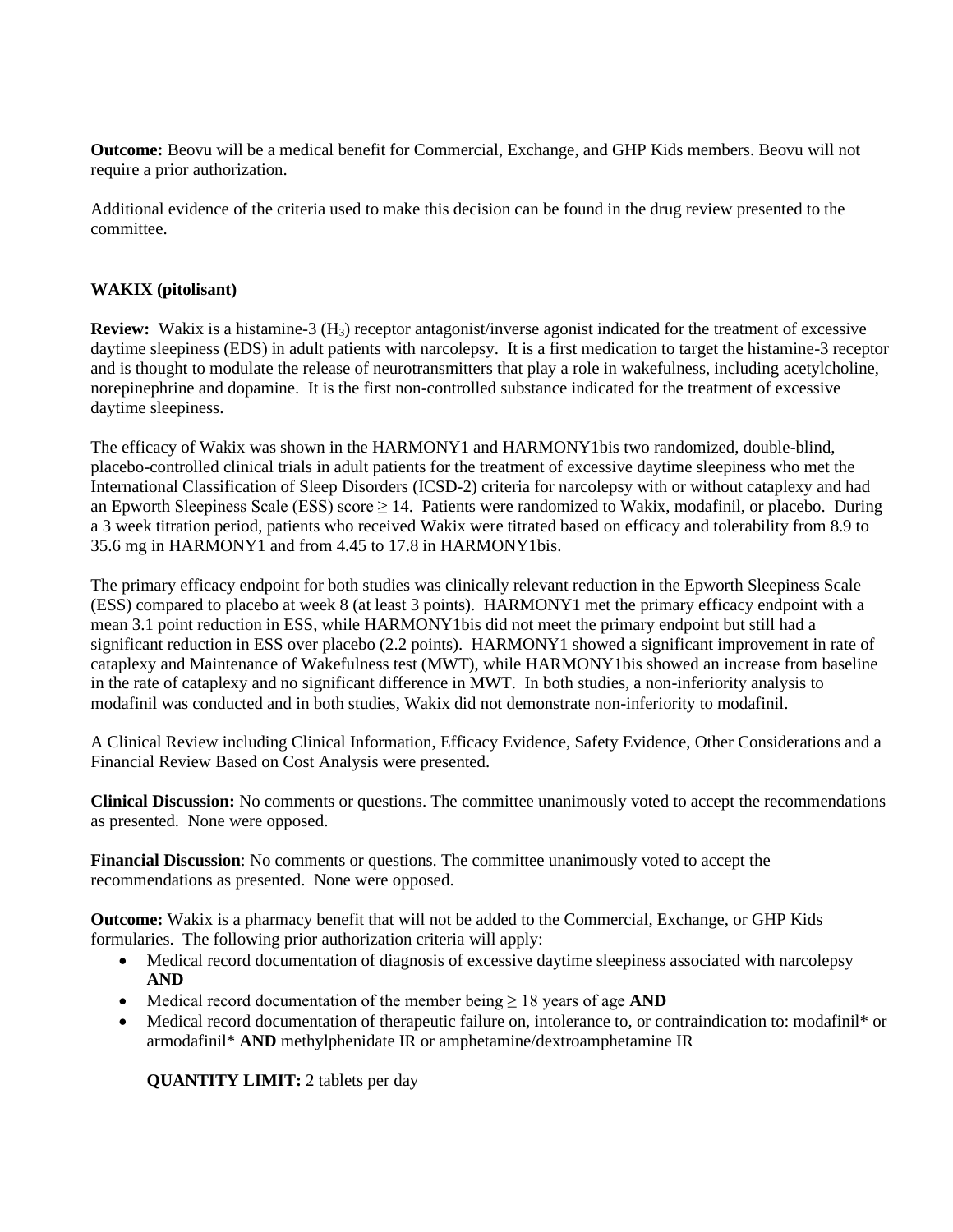**Outcome:** Beovu will be a medical benefit for Commercial, Exchange, and GHP Kids members. Beovu will not require a prior authorization.

Additional evidence of the criteria used to make this decision can be found in the drug review presented to the committee.

---

**WAKIX (pitolisant)**

**Review:** Wakix is a histamine-3 ($H_3$) receptor antagonist/inverse agonist indicated for the treatment of excessive daytime sleepiness (EDS) in adult patients with narcolepsy. It is a first medication to target the histamine-3 receptor and is thought to modulate the release of neurotransmitters that play a role in wakefulness, including acetylcholine, norepinephrine and dopamine. It is the first non-controlled substance indicated for the treatment of excessive daytime sleepiness.

The efficacy of Wakix was shown in the HARMONY1 and HARMONY1bis two randomized, double-blind, placebo-controlled clinical trials in adult patients for the treatment of excessive daytime sleepiness who met the International Classification of Sleep Disorders (ICSD-2) criteria for narcolepsy with or without cataplexy and had an Epworth Sleepiness Scale (ESS) score ≥ 14. Patients were randomized to Wakix, modafinil, or placebo. During a 3 week titration period, patients who received Wakix were titrated based on efficacy and tolerability from 8.9 to 35.6 mg in HARMONY1 and from 4.45 to 17.8 in HARMONY1bis.

The primary efficacy endpoint for both studies was clinically relevant reduction in the Epworth Sleepiness Scale (ESS) compared to placebo at week 8 (at least 3 points). HARMONY1 met the primary efficacy endpoint with a mean 3.1 point reduction in ESS, while HARMONY1bis did not meet the primary endpoint but still had a significant reduction in ESS over placebo (2.2 points). HARMONY1 showed a significant improvement in rate of cataplexy and Maintenance of Wakefulness test (MWT), while HARMONY1bis showed an increase from baseline in the rate of cataplexy and no significant difference in MWT. In both studies, a non-inferiority analysis to modafinil was conducted and in both studies, Wakix did not demonstrate non-inferiority to modafinil.

A Clinical Review including Clinical Information, Efficacy Evidence, Safety Evidence, Other Considerations and a Financial Review Based on Cost Analysis were presented.

**Clinical Discussion:** No comments or questions. The committee unanimously voted to accept the recommendations as presented. None were opposed.

**Financial Discussion**: No comments or questions. The committee unanimously voted to accept the recommendations as presented. None were opposed.

**Outcome:** Wakix is a pharmacy benefit that will not be added to the Commercial, Exchange, or GHP Kids formularies. The following prior authorization criteria will apply:

- Medical record documentation of diagnosis of excessive daytime sleepiness associated with narcolepsy **AND**
- Medical record documentation of the member being ≥ 18 years of age **AND**
- Medical record documentation of therapeutic failure on, intolerance to, or contraindication to: modafinil* or armodafinil* **AND** methylphenidate IR or amphetamine/dextroamphetamine IR

**QUANTITY LIMIT:** 2 tablets per day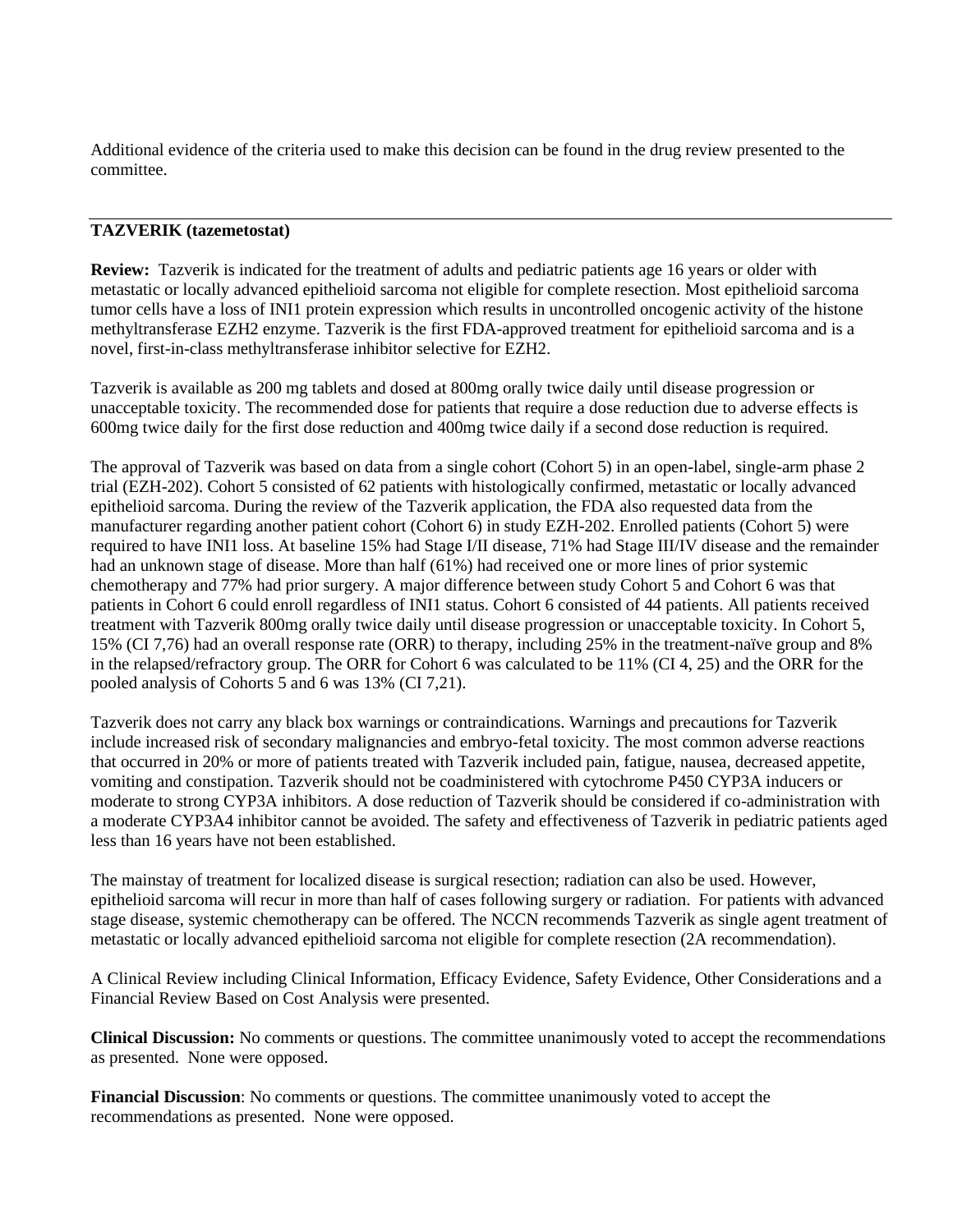Additional evidence of the criteria used to make this decision can be found in the drug review presented to the committee.

---

**TAZVERIK (tazemetostat)**

**Review:** Tazverik is indicated for the treatment of adults and pediatric patients age 16 years or older with metastatic or locally advanced epithelioid sarcoma not eligible for complete resection. Most epithelioid sarcoma tumor cells have a loss of INI1 protein expression which results in uncontrolled oncogenic activity of the histone methyltransferase EZH2 enzyme. Tazverik is the first FDA-approved treatment for epithelioid sarcoma and is a novel, first-in-class methyltransferase inhibitor selective for EZH2.

Tazverik is available as 200 mg tablets and dosed at 800mg orally twice daily until disease progression or unacceptable toxicity. The recommended dose for patients that require a dose reduction due to adverse effects is 600mg twice daily for the first dose reduction and 400mg twice daily if a second dose reduction is required.

The approval of Tazverik was based on data from a single cohort (Cohort 5) in an open-label, single-arm phase 2 trial (EZH-202). Cohort 5 consisted of 62 patients with histologically confirmed, metastatic or locally advanced epithelioid sarcoma. During the review of the Tazverik application, the FDA also requested data from the manufacturer regarding another patient cohort (Cohort 6) in study EZH-202. Enrolled patients (Cohort 5) were required to have INI1 loss. At baseline 15% had Stage I/II disease, 71% had Stage III/IV disease and the remainder had an unknown stage of disease. More than half (61%) had received one or more lines of prior systemic chemotherapy and 77% had prior surgery. A major difference between study Cohort 5 and Cohort 6 was that patients in Cohort 6 could enroll regardless of INI1 status. Cohort 6 consisted of 44 patients. All patients received treatment with Tazverik 800mg orally twice daily until disease progression or unacceptable toxicity. In Cohort 5, 15% (CI 7,76) had an overall response rate (ORR) to therapy, including 25% in the treatment-naïve group and 8% in the relapsed/refractory group. The ORR for Cohort 6 was calculated to be 11% (CI 4, 25) and the ORR for the pooled analysis of Cohorts 5 and 6 was 13% (CI 7,21).

Tazverik does not carry any black box warnings or contraindications. Warnings and precautions for Tazverik include increased risk of secondary malignancies and embryo-fetal toxicity. The most common adverse reactions that occurred in 20% or more of patients treated with Tazverik included pain, fatigue, nausea, decreased appetite, vomiting and constipation. Tazverik should not be coadministered with cytochrome P450 CYP3A inducers or moderate to strong CYP3A inhibitors. A dose reduction of Tazverik should be considered if co-administration with a moderate CYP3A4 inhibitor cannot be avoided. The safety and effectiveness of Tazverik in pediatric patients aged less than 16 years have not been established.

The mainstay of treatment for localized disease is surgical resection; radiation can also be used. However, epithelioid sarcoma will recur in more than half of cases following surgery or radiation. For patients with advanced stage disease, systemic chemotherapy can be offered. The NCCN recommends Tazverik as single agent treatment of metastatic or locally advanced epithelioid sarcoma not eligible for complete resection (2A recommendation).

A Clinical Review including Clinical Information, Efficacy Evidence, Safety Evidence, Other Considerations and a Financial Review Based on Cost Analysis were presented.

**Clinical Discussion:** No comments or questions. The committee unanimously voted to accept the recommendations as presented. None were opposed.

**Financial Discussion**: No comments or questions. The committee unanimously voted to accept the recommendations as presented. None were opposed.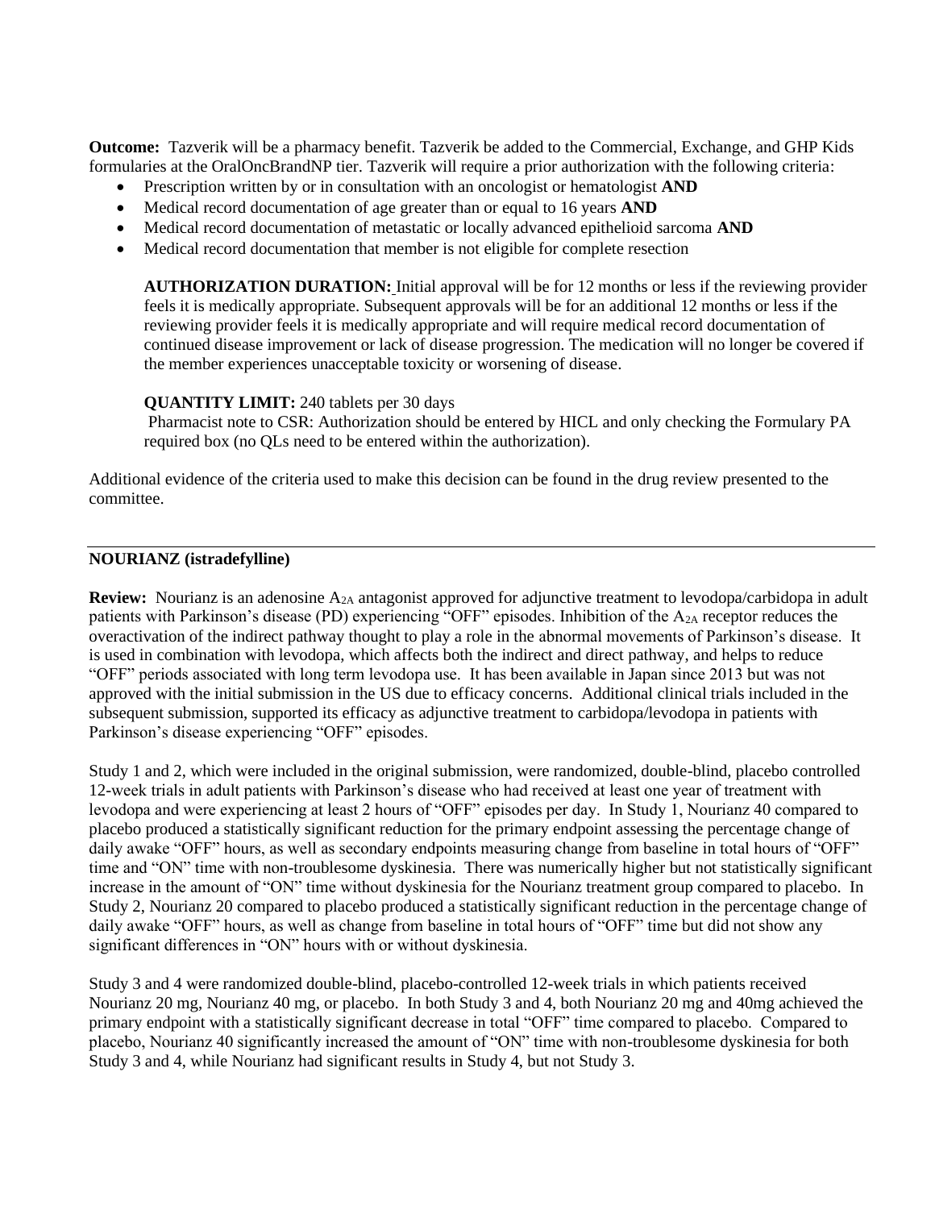**Outcome:** Tazverik will be a pharmacy benefit. Tazverik be added to the Commercial, Exchange, and GHP Kids formularies at the OralOncBrandNP tier. Tazverik will require a prior authorization with the following criteria:

- Prescription written by or in consultation with an oncologist or hematologist **AND**
- Medical record documentation of age greater than or equal to 16 years **AND**
- Medical record documentation of metastatic or locally advanced epithelioid sarcoma **AND**
- Medical record documentation that member is not eligible for complete resection

**AUTHORIZATION DURATION:** Initial approval will be for 12 months or less if the reviewing provider feels it is medically appropriate. Subsequent approvals will be for an additional 12 months or less if the reviewing provider feels it is medically appropriate and will require medical record documentation of continued disease improvement or lack of disease progression. The medication will no longer be covered if the member experiences unacceptable toxicity or worsening of disease.

**QUANTITY LIMIT:** 240 tablets per 30 days
Pharmacist note to CSR: Authorization should be entered by HICL and only checking the Formulary PA required box (no QLs need to be entered within the authorization).

Additional evidence of the criteria used to make this decision can be found in the drug review presented to the committee.

---

**NOURIANZ (istradefylline)**

**Review:** Nourianz is an adenosine $A_{2A}$ antagonist approved for adjunctive treatment to levodopa/carbidopa in adult patients with Parkinson's disease (PD) experiencing "OFF" episodes. Inhibition of the $A_{2A}$ receptor reduces the overactivation of the indirect pathway thought to play a role in the abnormal movements of Parkinson's disease. It is used in combination with levodopa, which affects both the indirect and direct pathway, and helps to reduce "OFF" periods associated with long term levodopa use. It has been available in Japan since 2013 but was not approved with the initial submission in the US due to efficacy concerns. Additional clinical trials included in the subsequent submission, supported its efficacy as adjunctive treatment to carbidopa/levodopa in patients with Parkinson's disease experiencing "OFF" episodes.

Study 1 and 2, which were included in the original submission, were randomized, double-blind, placebo controlled 12-week trials in adult patients with Parkinson's disease who had received at least one year of treatment with levodopa and were experiencing at least 2 hours of "OFF" episodes per day. In Study 1, Nourianz 40 compared to placebo produced a statistically significant reduction for the primary endpoint assessing the percentage change of daily awake "OFF" hours, as well as secondary endpoints measuring change from baseline in total hours of "OFF" time and "ON" time with non-troublesome dyskinesia. There was numerically higher but not statistically significant increase in the amount of "ON" time without dyskinesia for the Nourianz treatment group compared to placebo. In Study 2, Nourianz 20 compared to placebo produced a statistically significant reduction in the percentage change of daily awake "OFF" hours, as well as change from baseline in total hours of "OFF" time but did not show any significant differences in "ON" hours with or without dyskinesia.

Study 3 and 4 were randomized double-blind, placebo-controlled 12-week trials in which patients received Nourianz 20 mg, Nourianz 40 mg, or placebo. In both Study 3 and 4, both Nourianz 20 mg and 40mg achieved the primary endpoint with a statistically significant decrease in total "OFF" time compared to placebo. Compared to placebo, Nourianz 40 significantly increased the amount of "ON" time with non-troublesome dyskinesia for both Study 3 and 4, while Nourianz had significant results in Study 4, but not Study 3.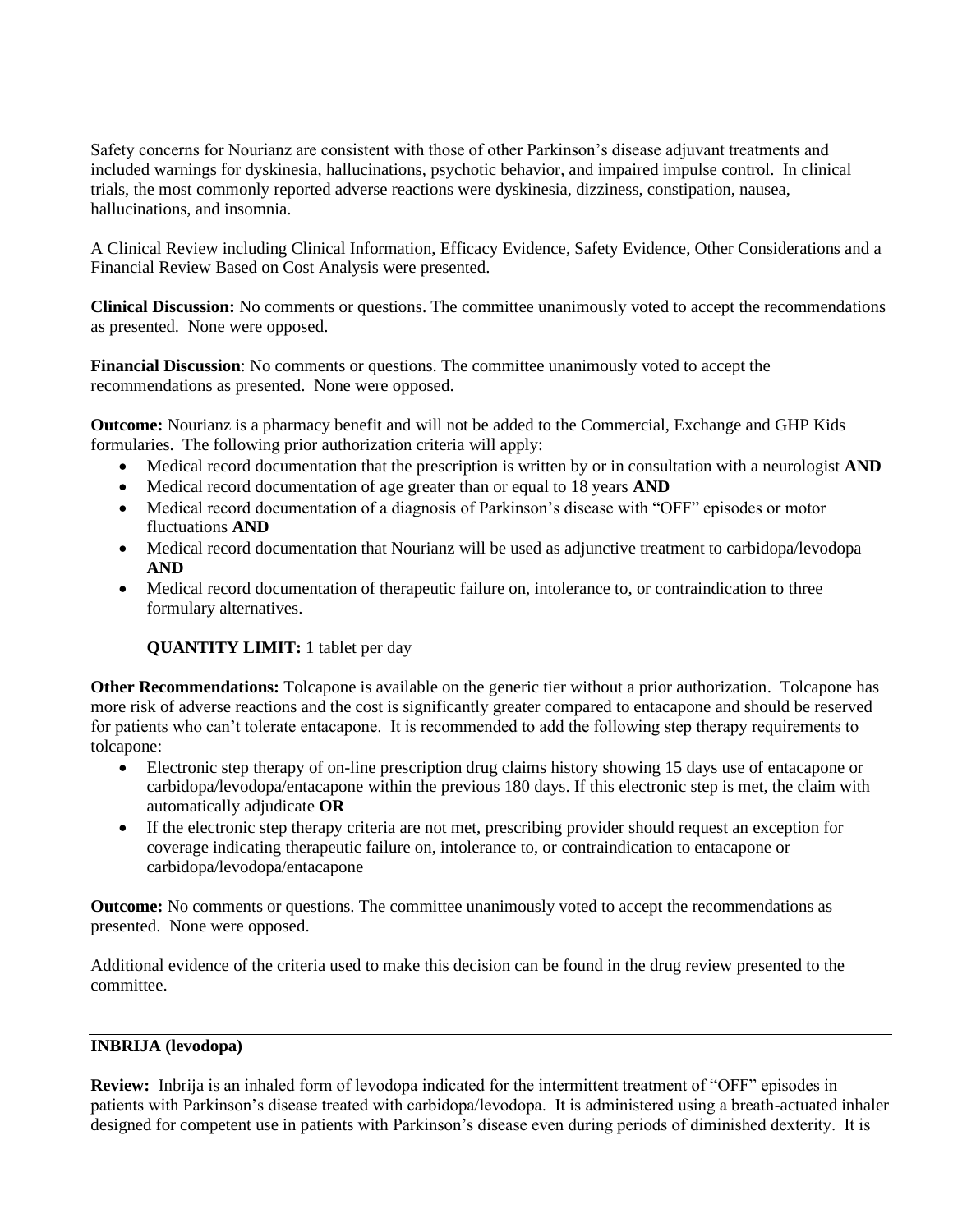Safety concerns for Nourianz are consistent with those of other Parkinson's disease adjuvant treatments and included warnings for dyskinesia, hallucinations, psychotic behavior, and impaired impulse control. In clinical trials, the most commonly reported adverse reactions were dyskinesia, dizziness, constipation, nausea, hallucinations, and insomnia.

A Clinical Review including Clinical Information, Efficacy Evidence, Safety Evidence, Other Considerations and a Financial Review Based on Cost Analysis were presented.

**Clinical Discussion:** No comments or questions. The committee unanimously voted to accept the recommendations as presented. None were opposed.

**Financial Discussion**: No comments or questions. The committee unanimously voted to accept the recommendations as presented. None were opposed.

**Outcome:** Nourianz is a pharmacy benefit and will not be added to the Commercial, Exchange and GHP Kids formularies. The following prior authorization criteria will apply:

- Medical record documentation that the prescription is written by or in consultation with a neurologist **AND**
- Medical record documentation of age greater than or equal to 18 years **AND**
- Medical record documentation of a diagnosis of Parkinson's disease with "OFF" episodes or motor fluctuations **AND**
- Medical record documentation that Nourianz will be used as adjunctive treatment to carbidopa/levodopa **AND**
- Medical record documentation of therapeutic failure on, intolerance to, or contraindication to three formulary alternatives.

**QUANTITY LIMIT:** 1 tablet per day

**Other Recommendations:** Tolcapone is available on the generic tier without a prior authorization. Tolcapone has more risk of adverse reactions and the cost is significantly greater compared to entacapone and should be reserved for patients who can't tolerate entacapone. It is recommended to add the following step therapy requirements to tolcapone:

- Electronic step therapy of on-line prescription drug claims history showing 15 days use of entacapone or carbidopa/levodopa/entacapone within the previous 180 days. If this electronic step is met, the claim with automatically adjudicate **OR**
- If the electronic step therapy criteria are not met, prescribing provider should request an exception for coverage indicating therapeutic failure on, intolerance to, or contraindication to entacapone or carbidopa/levodopa/entacapone

**Outcome:** No comments or questions. The committee unanimously voted to accept the recommendations as presented. None were opposed.

Additional evidence of the criteria used to make this decision can be found in the drug review presented to the committee.

---

**INBRIJA (levodopa)**

**Review:** Inbrija is an inhaled form of levodopa indicated for the intermittent treatment of "OFF" episodes in patients with Parkinson's disease treated with carbidopa/levodopa. It is administered using a breath-actuated inhaler designed for competent use in patients with Parkinson's disease even during periods of diminished dexterity. It is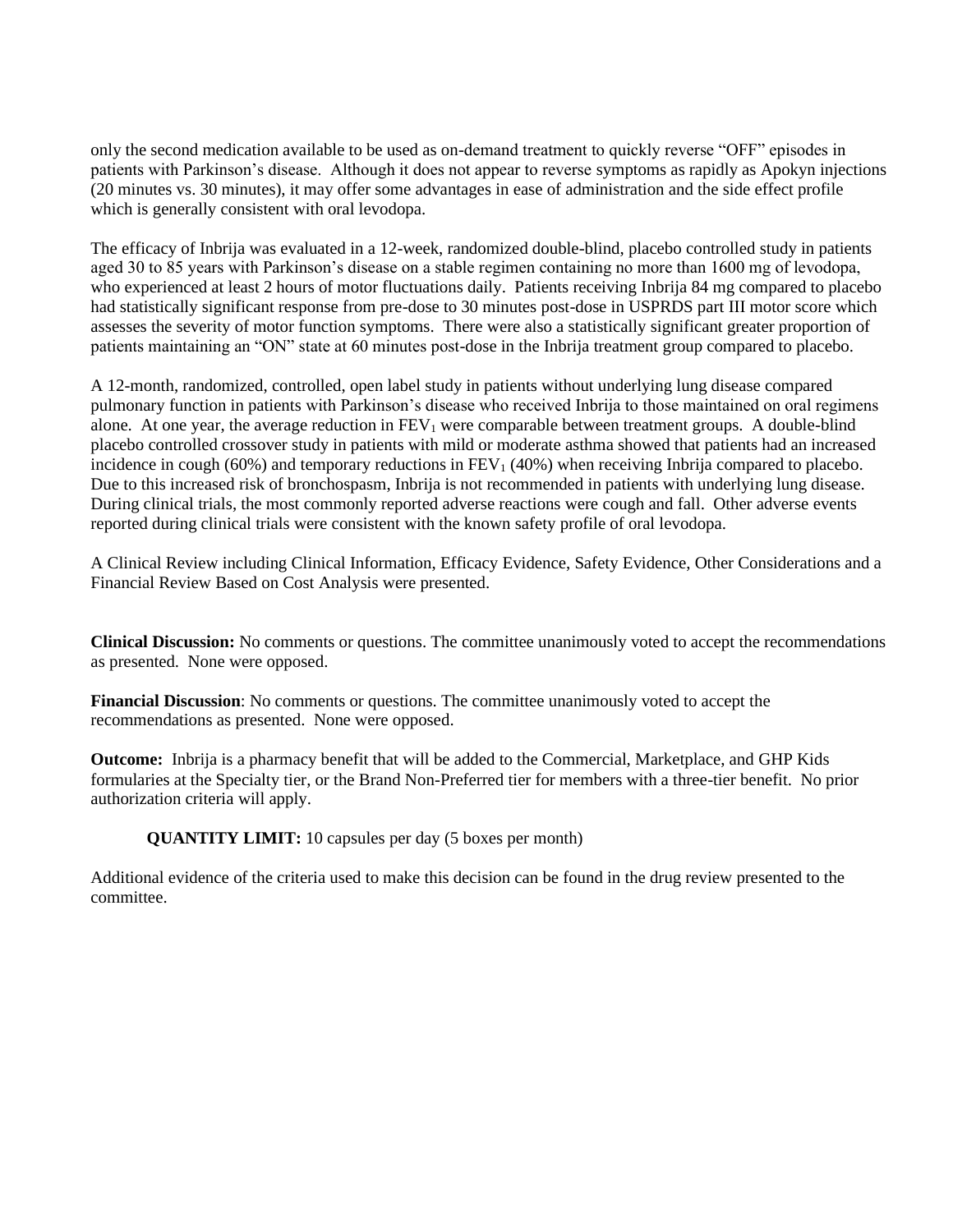only the second medication available to be used as on-demand treatment to quickly reverse "OFF" episodes in patients with Parkinson's disease. Although it does not appear to reverse symptoms as rapidly as Apokyn injections (20 minutes vs. 30 minutes), it may offer some advantages in ease of administration and the side effect profile which is generally consistent with oral levodopa.

The efficacy of Inbrija was evaluated in a 12-week, randomized double-blind, placebo controlled study in patients aged 30 to 85 years with Parkinson's disease on a stable regimen containing no more than 1600 mg of levodopa, who experienced at least 2 hours of motor fluctuations daily. Patients receiving Inbrija 84 mg compared to placebo had statistically significant response from pre-dose to 30 minutes post-dose in USPRDS part III motor score which assesses the severity of motor function symptoms. There were also a statistically significant greater proportion of patients maintaining an "ON" state at 60 minutes post-dose in the Inbrija treatment group compared to placebo.

A 12-month, randomized, controlled, open label study in patients without underlying lung disease compared pulmonary function in patients with Parkinson's disease who received Inbrija to those maintained on oral regimens alone. At one year, the average reduction in $FEV_1$ were comparable between treatment groups. A double-blind placebo controlled crossover study in patients with mild or moderate asthma showed that patients had an increased incidence in cough (60%) and temporary reductions in $FEV_1$ (40%) when receiving Inbrija compared to placebo. Due to this increased risk of bronchospasm, Inbrija is not recommended in patients with underlying lung disease. During clinical trials, the most commonly reported adverse reactions were cough and fall. Other adverse events reported during clinical trials were consistent with the known safety profile of oral levodopa.

A Clinical Review including Clinical Information, Efficacy Evidence, Safety Evidence, Other Considerations and a Financial Review Based on Cost Analysis were presented.

**Clinical Discussion:** No comments or questions. The committee unanimously voted to accept the recommendations as presented. None were opposed.

**Financial Discussion**: No comments or questions. The committee unanimously voted to accept the recommendations as presented. None were opposed.

**Outcome:** Inbrija is a pharmacy benefit that will be added to the Commercial, Marketplace, and GHP Kids formularies at the Specialty tier, or the Brand Non-Preferred tier for members with a three-tier benefit. No prior authorization criteria will apply.

**QUANTITY LIMIT:** 10 capsules per day (5 boxes per month)

Additional evidence of the criteria used to make this decision can be found in the drug review presented to the committee.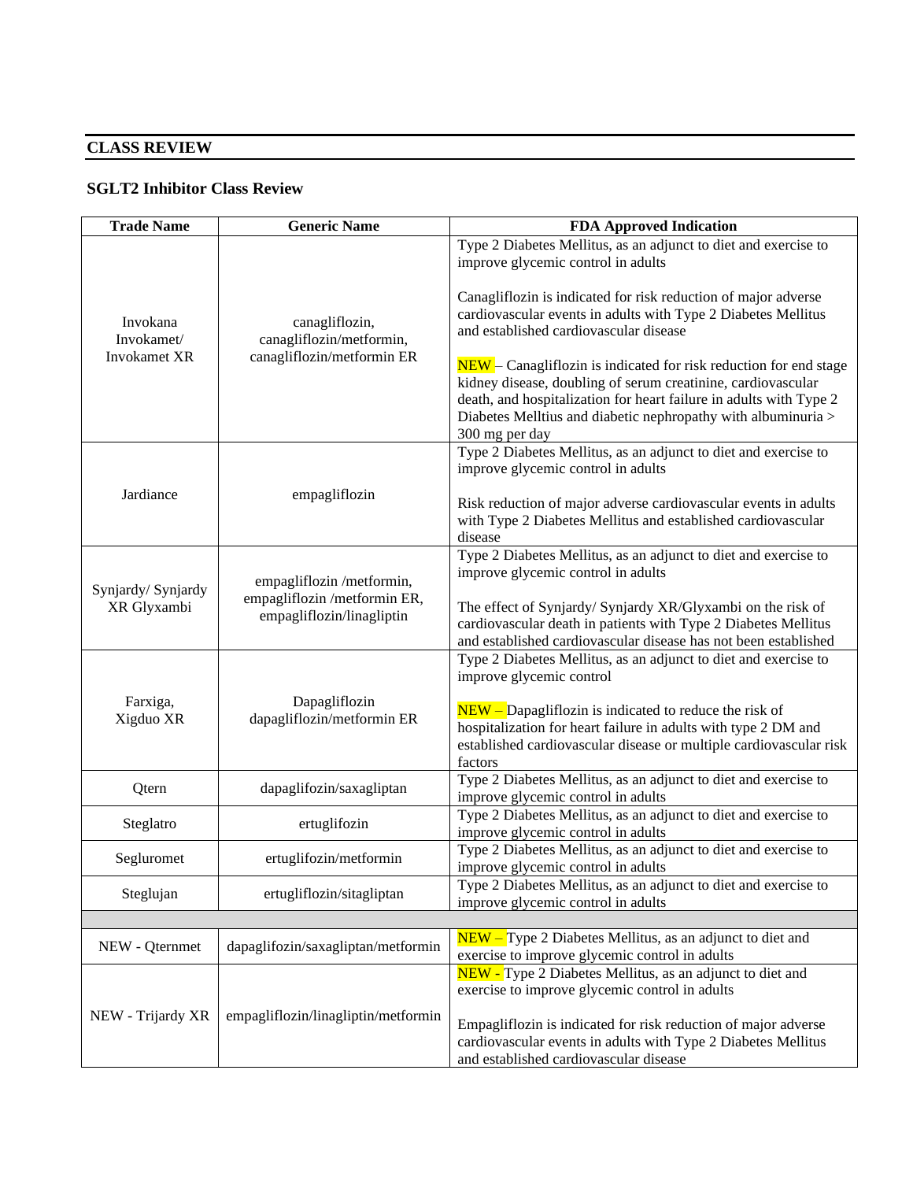## CLASS REVIEW

### SGLT2 Inhibitor Class Review

| Trade Name | Generic Name | FDA Approved Indication |
|---|---|---|
| Invokana Invokamet/ Invokamet XR | canagliflozin, canagliflozin/metformin, canagliflozin/metformin ER | Type 2 Diabetes Mellitus, as an adjunct to diet and exercise to improve glycemic control in adults<br><br>Canagliflozin is indicated for risk reduction of major adverse cardiovascular events in adults with Type 2 Diabetes Mellitus and established cardiovascular disease<br><br>NEW – Canagliflozin is indicated for risk reduction for end stage kidney disease, doubling of serum creatinine, cardiovascular death, and hospitalization for heart failure in adults with Type 2 Diabetes Melltius and diabetic nephropathy with albuminuria > 300 mg per day |
| Jardiance | empagliflozin | Type 2 Diabetes Mellitus, as an adjunct to diet and exercise to improve glycemic control in adults<br><br>Risk reduction of major adverse cardiovascular events in adults with Type 2 Diabetes Mellitus and established cardiovascular disease |
| Synjardy/ Synjardy XR Glyxambi | empagliflozin /metformin, empagliflozin /metformin ER, empagliflozin/linagliptin | Type 2 Diabetes Mellitus, as an adjunct to diet and exercise to improve glycemic control in adults<br><br>The effect of Synjardy/ Synjardy XR/Glyxambi on the risk of cardiovascular death in patients with Type 2 Diabetes Mellitus and established cardiovascular disease has not been established |
| Farxiga, Xigduo XR | Dapagliflozin dapagliflozin/metformin ER | Type 2 Diabetes Mellitus, as an adjunct to diet and exercise to improve glycemic control<br><br>NEW – Dapagliflozin is indicated to reduce the risk of hospitalization for heart failure in adults with type 2 DM and established cardiovascular disease or multiple cardiovascular risk factors |
| Qtern | dapaglifozin/saxagliptan | Type 2 Diabetes Mellitus, as an adjunct to diet and exercise to improve glycemic control in adults |
| Steglatro | ertuglifozin | Type 2 Diabetes Mellitus, as an adjunct to diet and exercise to improve glycemic control in adults |
| Segluromet | ertuglifozin/metformin | Type 2 Diabetes Mellitus, as an adjunct to diet and exercise to improve glycemic control in adults |
| Steglujan | ertugliflozin/sitagliptan | Type 2 Diabetes Mellitus, as an adjunct to diet and exercise to improve glycemic control in adults |
| | | |
| NEW - Qternmet | dapaglifozin/saxagliptan/metformin | NEW – Type 2 Diabetes Mellitus, as an adjunct to diet and exercise to improve glycemic control in adults |
| NEW - Trijardy XR | empagliflozin/linagliptin/metformin | NEW - Type 2 Diabetes Mellitus, as an adjunct to diet and exercise to improve glycemic control in adults<br><br>Empagliflozin is indicated for risk reduction of major adverse cardiovascular events in adults with Type 2 Diabetes Mellitus and established cardiovascular disease |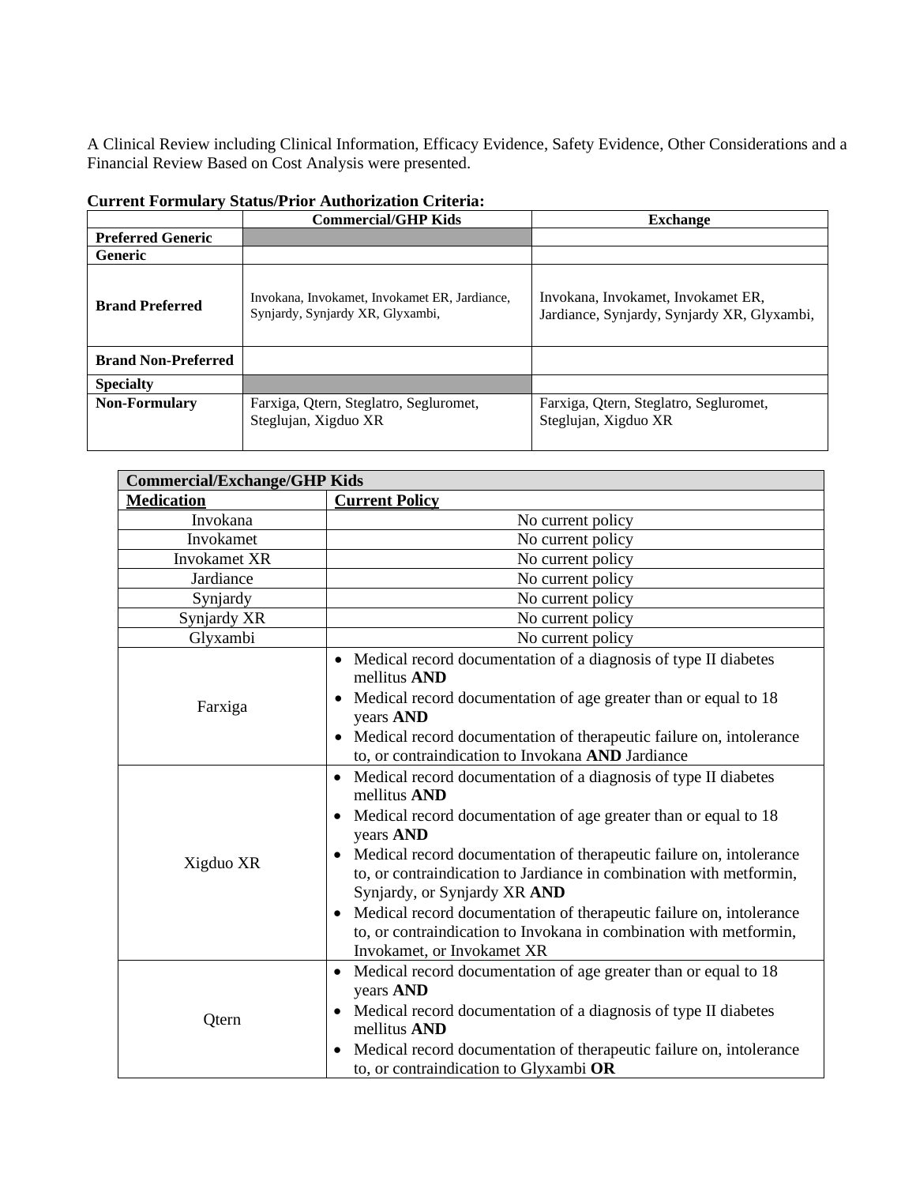A Clinical Review including Clinical Information, Efficacy Evidence, Safety Evidence, Other Considerations and a Financial Review Based on Cost Analysis were presented.

**Current Formulary Status/Prior Authorization Criteria:**

| | Commercial/GHP Kids | Exchange |
|---|---|---|
| **Preferred Generic** | | |
| **Generic** | | |
| **Brand Preferred** | Invokana, Invokamet, Invokamet ER, Jardiance, Synjardy, Synjardy XR, Glyxambi, | Invokana, Invokamet, Invokamet ER, Jardiance, Synjardy, Synjardy XR, Glyxambi, |
| **Brand Non-Preferred** | | |
| **Specialty** | | |
| **Non-Formulary** | Farxiga, Qtern, Steglatro, Segluromet, Steglujan, Xigduo XR | Farxiga, Qtern, Steglatro, Segluromet, Steglujan, Xigduo XR |

| **Commercial/Exchange/GHP Kids** | |
|---|---|
| **Medication** | **Current Policy** |
| Invokana | No current policy |
| Invokamet | No current policy |
| Invokamet XR | No current policy |
| Jardiance | No current policy |
| Synjardy | No current policy |
| Synjardy XR | No current policy |
| Glyxambi | No current policy |
| Farxiga | • Medical record documentation of a diagnosis of type II diabetes mellitus **AND**<br>• Medical record documentation of age greater than or equal to 18 years **AND**<br>• Medical record documentation of therapeutic failure on, intolerance to, or contraindication to Invokana **AND** Jardiance |
| Xigduo XR | • Medical record documentation of a diagnosis of type II diabetes mellitus **AND**<br>• Medical record documentation of age greater than or equal to 18 years **AND**<br>• Medical record documentation of therapeutic failure on, intolerance to, or contraindication to Jardiance in combination with metformin, Synjardy, or Synjardy XR **AND**<br>• Medical record documentation of therapeutic failure on, intolerance to, or contraindication to Invokana in combination with metformin, Invokamet, or Invokamet XR |
| Qtern | • Medical record documentation of age greater than or equal to 18 years **AND**<br>• Medical record documentation of a diagnosis of type II diabetes mellitus **AND**<br>• Medical record documentation of therapeutic failure on, intolerance to, or contraindication to Glyxambi **OR** |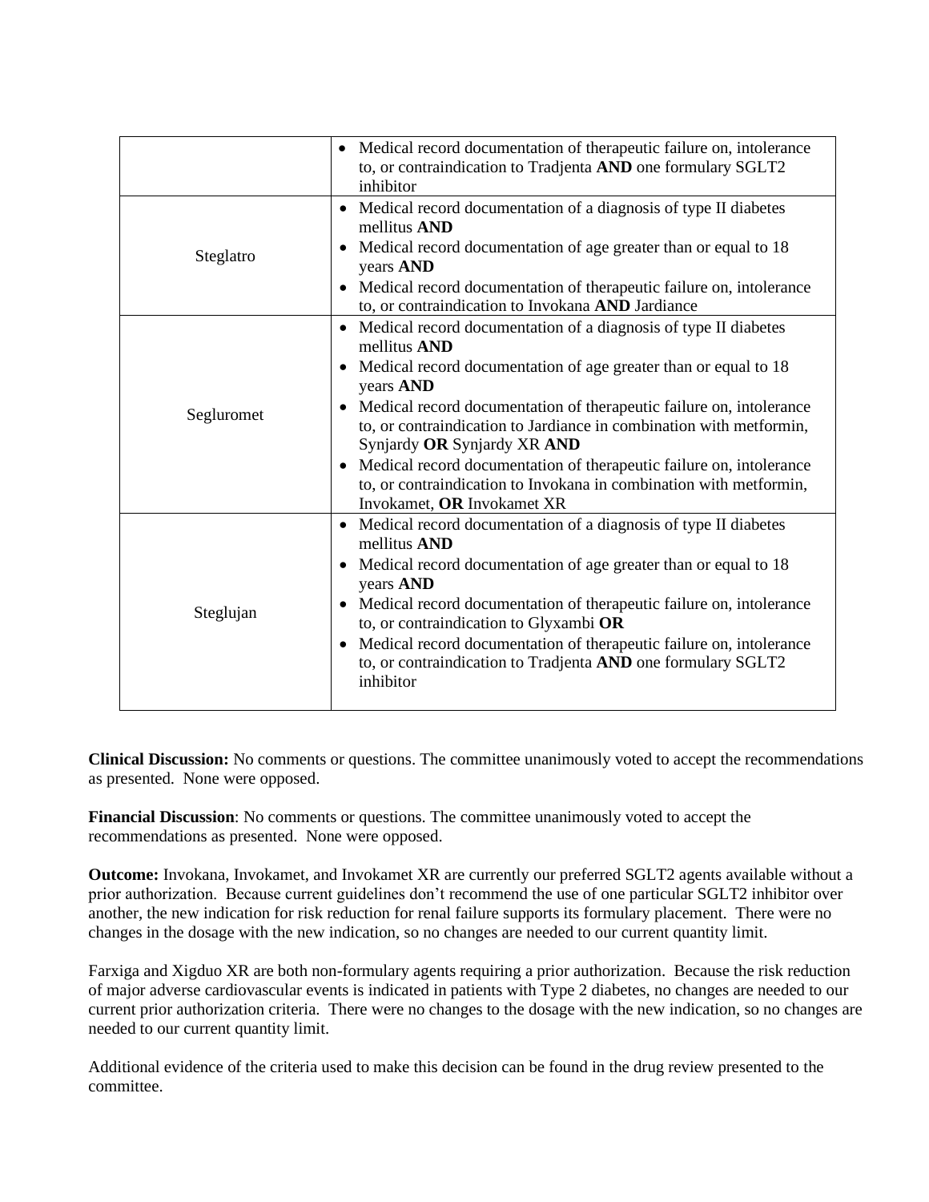| | |
|---|---|
| | • Medical record documentation of therapeutic failure on, intolerance to, or contraindication to Tradjenta **AND** one formulary SGLT2 inhibitor |
| Steglatro | • Medical record documentation of a diagnosis of type II diabetes mellitus **AND**<br>• Medical record documentation of age greater than or equal to 18 years **AND**<br>• Medical record documentation of therapeutic failure on, intolerance to, or contraindication to Invokana **AND** Jardiance |
| Segluromet | • Medical record documentation of a diagnosis of type II diabetes mellitus **AND**<br>• Medical record documentation of age greater than or equal to 18 years **AND**<br>• Medical record documentation of therapeutic failure on, intolerance to, or contraindication to Jardiance in combination with metformin, Synjardy **OR** Synjardy XR **AND**<br>• Medical record documentation of therapeutic failure on, intolerance to, or contraindication to Invokana in combination with metformin, Invokamet, **OR** Invokamet XR |
| Steglujan | • Medical record documentation of a diagnosis of type II diabetes mellitus **AND**<br>• Medical record documentation of age greater than or equal to 18 years **AND**<br>• Medical record documentation of therapeutic failure on, intolerance to, or contraindication to Glyxambi **OR**<br>• Medical record documentation of therapeutic failure on, intolerance to, or contraindication to Tradjenta **AND** one formulary SGLT2 inhibitor |

**Clinical Discussion:** No comments or questions. The committee unanimously voted to accept the recommendations as presented. None were opposed.

**Financial Discussion**: No comments or questions. The committee unanimously voted to accept the recommendations as presented. None were opposed.

**Outcome:** Invokana, Invokamet, and Invokamet XR are currently our preferred SGLT2 agents available without a prior authorization. Because current guidelines don't recommend the use of one particular SGLT2 inhibitor over another, the new indication for risk reduction for renal failure supports its formulary placement. There were no changes in the dosage with the new indication, so no changes are needed to our current quantity limit.

Farxiga and Xigduo XR are both non-formulary agents requiring a prior authorization. Because the risk reduction of major adverse cardiovascular events is indicated in patients with Type 2 diabetes, no changes are needed to our current prior authorization criteria. There were no changes to the dosage with the new indication, so no changes are needed to our current quantity limit.

Additional evidence of the criteria used to make this decision can be found in the drug review presented to the committee.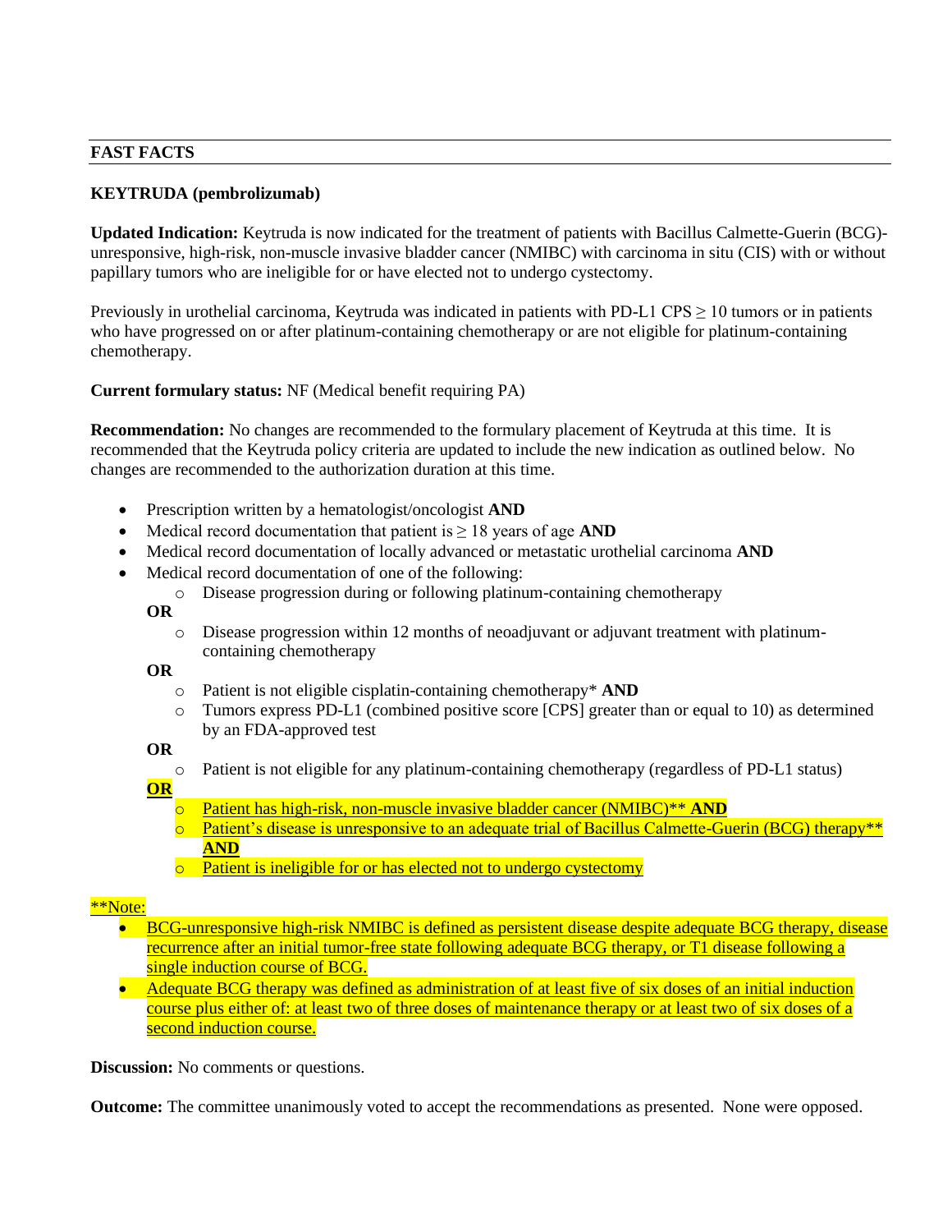**FAST FACTS**

**KEYTRUDA (pembrolizumab)**

**Updated Indication:** Keytruda is now indicated for the treatment of patients with Bacillus Calmette-Guerin (BCG)-unresponsive, high-risk, non-muscle invasive bladder cancer (NMIBC) with carcinoma in situ (CIS) with or without papillary tumors who are ineligible for or have elected not to undergo cystectomy.

Previously in urothelial carcinoma, Keytruda was indicated in patients with PD-L1 CPS ≥ 10 tumors or in patients who have progressed on or after platinum-containing chemotherapy or are not eligible for platinum-containing chemotherapy.

**Current formulary status:** NF (Medical benefit requiring PA)

**Recommendation:** No changes are recommended to the formulary placement of Keytruda at this time. It is recommended that the Keytruda policy criteria are updated to include the new indication as outlined below. No changes are recommended to the authorization duration at this time.

- Prescription written by a hematologist/oncologist **AND**
- Medical record documentation that patient is ≥ 18 years of age **AND**
- Medical record documentation of locally advanced or metastatic urothelial carcinoma **AND**
- Medical record documentation of one of the following:
  - Disease progression during or following platinum-containing chemotherapy

  **OR**
  - Disease progression within 12 months of neoadjuvant or adjuvant treatment with platinum-containing chemotherapy

  **OR**
  - Patient is not eligible cisplatin-containing chemotherapy* **AND**
  - Tumors express PD-L1 (combined positive score [CPS] greater than or equal to 10) as determined by an FDA-approved test

  **OR**
  - Patient is not eligible for any platinum-containing chemotherapy (regardless of PD-L1 status)

  **OR**
  - Patient has high-risk, non-muscle invasive bladder cancer (NMIBC)** **AND**
  - Patient's disease is unresponsive to an adequate trial of Bacillus Calmette-Guerin (BCG) therapy** **AND**
  - Patient is ineligible for or has elected not to undergo cystectomy

**Note:
- BCG-unresponsive high-risk NMIBC is defined as persistent disease despite adequate BCG therapy, disease recurrence after an initial tumor-free state following adequate BCG therapy, or T1 disease following a single induction course of BCG.
- Adequate BCG therapy was defined as administration of at least five of six doses of an initial induction course plus either of: at least two of three doses of maintenance therapy or at least two of six doses of a second induction course.

**Discussion:** No comments or questions.

**Outcome:** The committee unanimously voted to accept the recommendations as presented. None were opposed.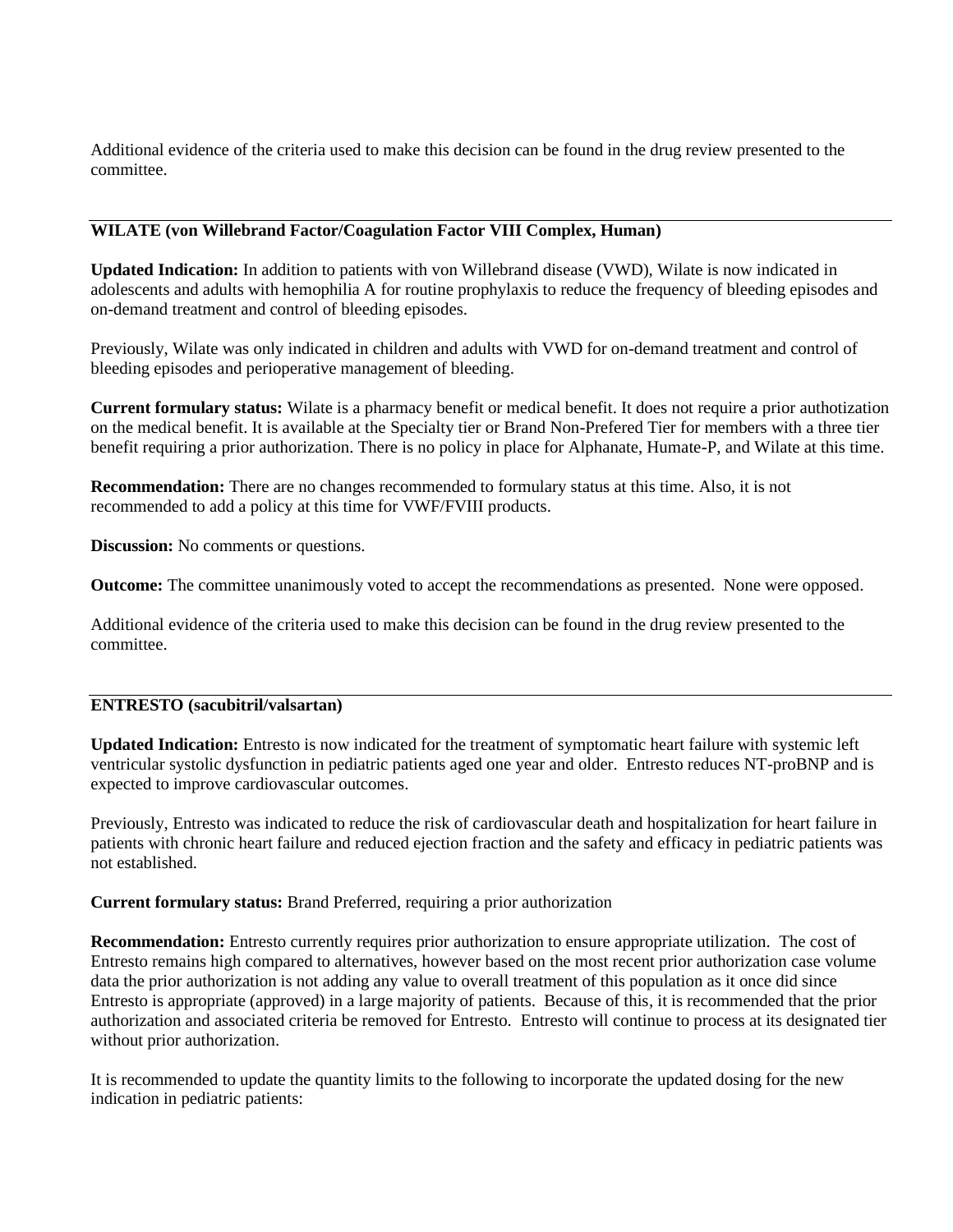Additional evidence of the criteria used to make this decision can be found in the drug review presented to the committee.

---

**WILATE (von Willebrand Factor/Coagulation Factor VIII Complex, Human)**

**Updated Indication:** In addition to patients with von Willebrand disease (VWD), Wilate is now indicated in adolescents and adults with hemophilia A for routine prophylaxis to reduce the frequency of bleeding episodes and on-demand treatment and control of bleeding episodes.

Previously, Wilate was only indicated in children and adults with VWD for on-demand treatment and control of bleeding episodes and perioperative management of bleeding.

**Current formulary status:** Wilate is a pharmacy benefit or medical benefit. It does not require a prior authotization on the medical benefit. It is available at the Specialty tier or Brand Non-Prefered Tier for members with a three tier benefit requiring a prior authorization. There is no policy in place for Alphanate, Humate-P, and Wilate at this time.

**Recommendation:** There are no changes recommended to formulary status at this time. Also, it is not recommended to add a policy at this time for VWF/FVIII products.

**Discussion:** No comments or questions.

**Outcome:** The committee unanimously voted to accept the recommendations as presented. None were opposed.

Additional evidence of the criteria used to make this decision can be found in the drug review presented to the committee.

---

**ENTRESTO (sacubitril/valsartan)**

**Updated Indication:** Entresto is now indicated for the treatment of symptomatic heart failure with systemic left ventricular systolic dysfunction in pediatric patients aged one year and older. Entresto reduces NT-proBNP and is expected to improve cardiovascular outcomes.

Previously, Entresto was indicated to reduce the risk of cardiovascular death and hospitalization for heart failure in patients with chronic heart failure and reduced ejection fraction and the safety and efficacy in pediatric patients was not established.

**Current formulary status:** Brand Preferred, requiring a prior authorization

**Recommendation:** Entresto currently requires prior authorization to ensure appropriate utilization. The cost of Entresto remains high compared to alternatives, however based on the most recent prior authorization case volume data the prior authorization is not adding any value to overall treatment of this population as it once did since Entresto is appropriate (approved) in a large majority of patients. Because of this, it is recommended that the prior authorization and associated criteria be removed for Entresto. Entresto will continue to process at its designated tier without prior authorization.

It is recommended to update the quantity limits to the following to incorporate the updated dosing for the new indication in pediatric patients: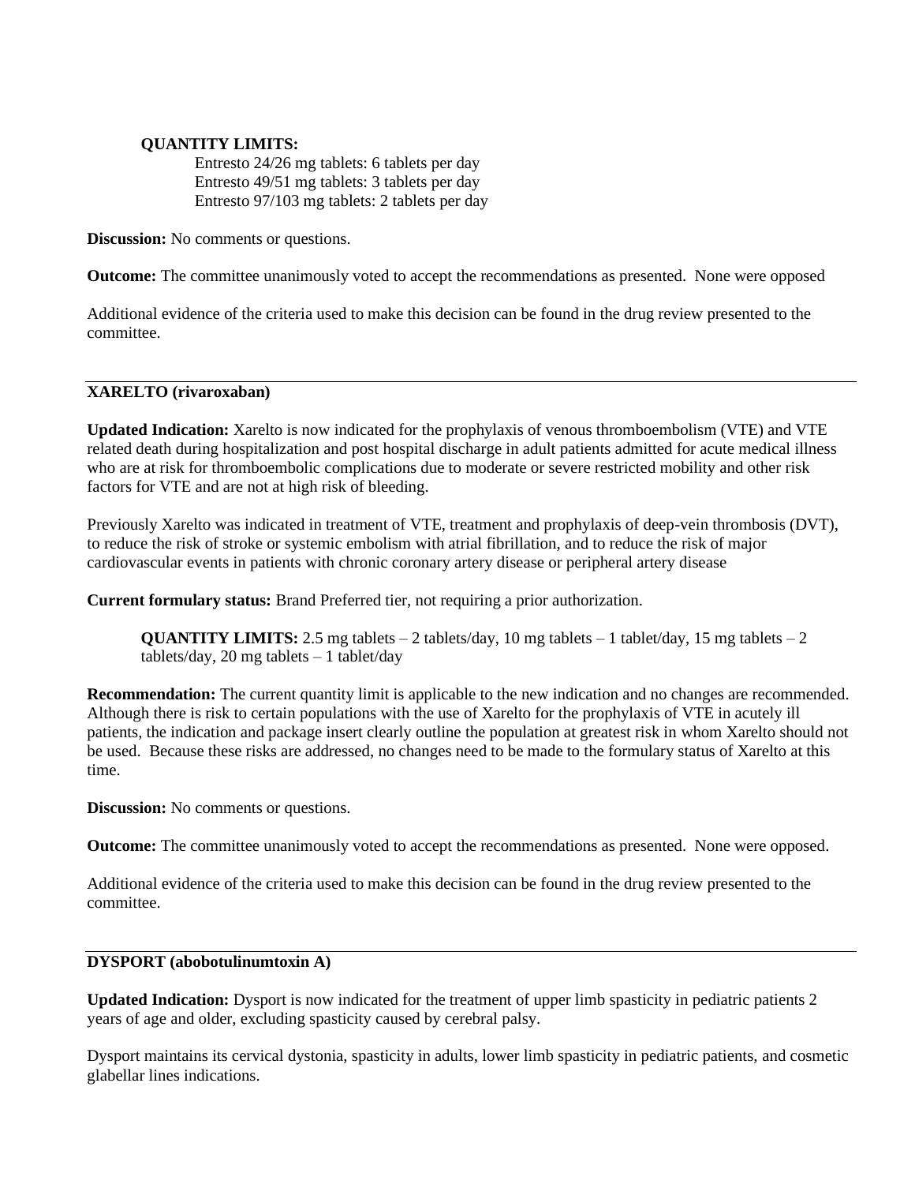**QUANTITY LIMITS:**

Entresto 24/26 mg tablets: 6 tablets per day
Entresto 49/51 mg tablets: 3 tablets per day
Entresto 97/103 mg tablets: 2 tablets per day

**Discussion:** No comments or questions.

**Outcome:** The committee unanimously voted to accept the recommendations as presented. None were opposed

Additional evidence of the criteria used to make this decision can be found in the drug review presented to the committee.

---

**XARELTO (rivaroxaban)**

**Updated Indication:** Xarelto is now indicated for the prophylaxis of venous thromboembolism (VTE) and VTE related death during hospitalization and post hospital discharge in adult patients admitted for acute medical illness who are at risk for thromboembolic complications due to moderate or severe restricted mobility and other risk factors for VTE and are not at high risk of bleeding.

Previously Xarelto was indicated in treatment of VTE, treatment and prophylaxis of deep-vein thrombosis (DVT), to reduce the risk of stroke or systemic embolism with atrial fibrillation, and to reduce the risk of major cardiovascular events in patients with chronic coronary artery disease or peripheral artery disease

**Current formulary status:** Brand Preferred tier, not requiring a prior authorization.

**QUANTITY LIMITS:** 2.5 mg tablets – 2 tablets/day, 10 mg tablets – 1 tablet/day, 15 mg tablets – 2 tablets/day, 20 mg tablets – 1 tablet/day

**Recommendation:** The current quantity limit is applicable to the new indication and no changes are recommended. Although there is risk to certain populations with the use of Xarelto for the prophylaxis of VTE in acutely ill patients, the indication and package insert clearly outline the population at greatest risk in whom Xarelto should not be used. Because these risks are addressed, no changes need to be made to the formulary status of Xarelto at this time.

**Discussion:** No comments or questions.

**Outcome:** The committee unanimously voted to accept the recommendations as presented. None were opposed.

Additional evidence of the criteria used to make this decision can be found in the drug review presented to the committee.

---

**DYSPORT (abobotulinumtoxin A)**

**Updated Indication:** Dysport is now indicated for the treatment of upper limb spasticity in pediatric patients 2 years of age and older, excluding spasticity caused by cerebral palsy.

Dysport maintains its cervical dystonia, spasticity in adults, lower limb spasticity in pediatric patients, and cosmetic glabellar lines indications.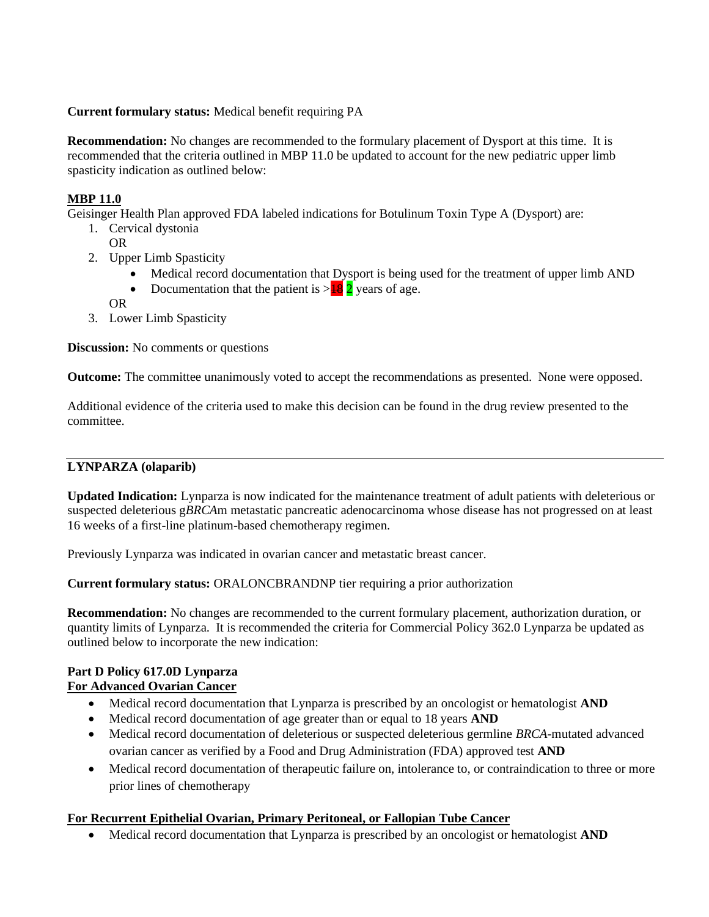**Current formulary status:** Medical benefit requiring PA

**Recommendation:** No changes are recommended to the formulary placement of Dysport at this time. It is recommended that the criteria outlined in MBP 11.0 be updated to account for the new pediatric upper limb spasticity indication as outlined below:

**MBP 11.0**

Geisinger Health Plan approved FDA labeled indications for Botulinum Toxin Type A (Dysport) are:

1. Cervical dystonia
   OR
2. Upper Limb Spasticity
   - Medical record documentation that Dysport is being used for the treatment of upper limb AND
   - Documentation that the patient is > ~~18~~ 2 years of age.

   OR
3. Lower Limb Spasticity

**Discussion:** No comments or questions

**Outcome:** The committee unanimously voted to accept the recommendations as presented. None were opposed.

Additional evidence of the criteria used to make this decision can be found in the drug review presented to the committee.

---

**LYNPARZA (olaparib)**

**Updated Indication:** Lynparza is now indicated for the maintenance treatment of adult patients with deleterious or suspected deleterious g*BRCA*m metastatic pancreatic adenocarcinoma whose disease has not progressed on at least 16 weeks of a first-line platinum-based chemotherapy regimen.

Previously Lynparza was indicated in ovarian cancer and metastatic breast cancer.

**Current formulary status:** ORALONCBRANDNP tier requiring a prior authorization

**Recommendation:** No changes are recommended to the current formulary placement, authorization duration, or quantity limits of Lynparza. It is recommended the criteria for Commercial Policy 362.0 Lynparza be updated as outlined below to incorporate the new indication:

**Part D Policy 617.0D Lynparza**

**For Advanced Ovarian Cancer**

- Medical record documentation that Lynparza is prescribed by an oncologist or hematologist **AND**
- Medical record documentation of age greater than or equal to 18 years **AND**
- Medical record documentation of deleterious or suspected deleterious germline *BRCA*-mutated advanced ovarian cancer as verified by a Food and Drug Administration (FDA) approved test **AND**
- Medical record documentation of therapeutic failure on, intolerance to, or contraindication to three or more prior lines of chemotherapy

**For Recurrent Epithelial Ovarian, Primary Peritoneal, or Fallopian Tube Cancer**

- Medical record documentation that Lynparza is prescribed by an oncologist or hematologist **AND**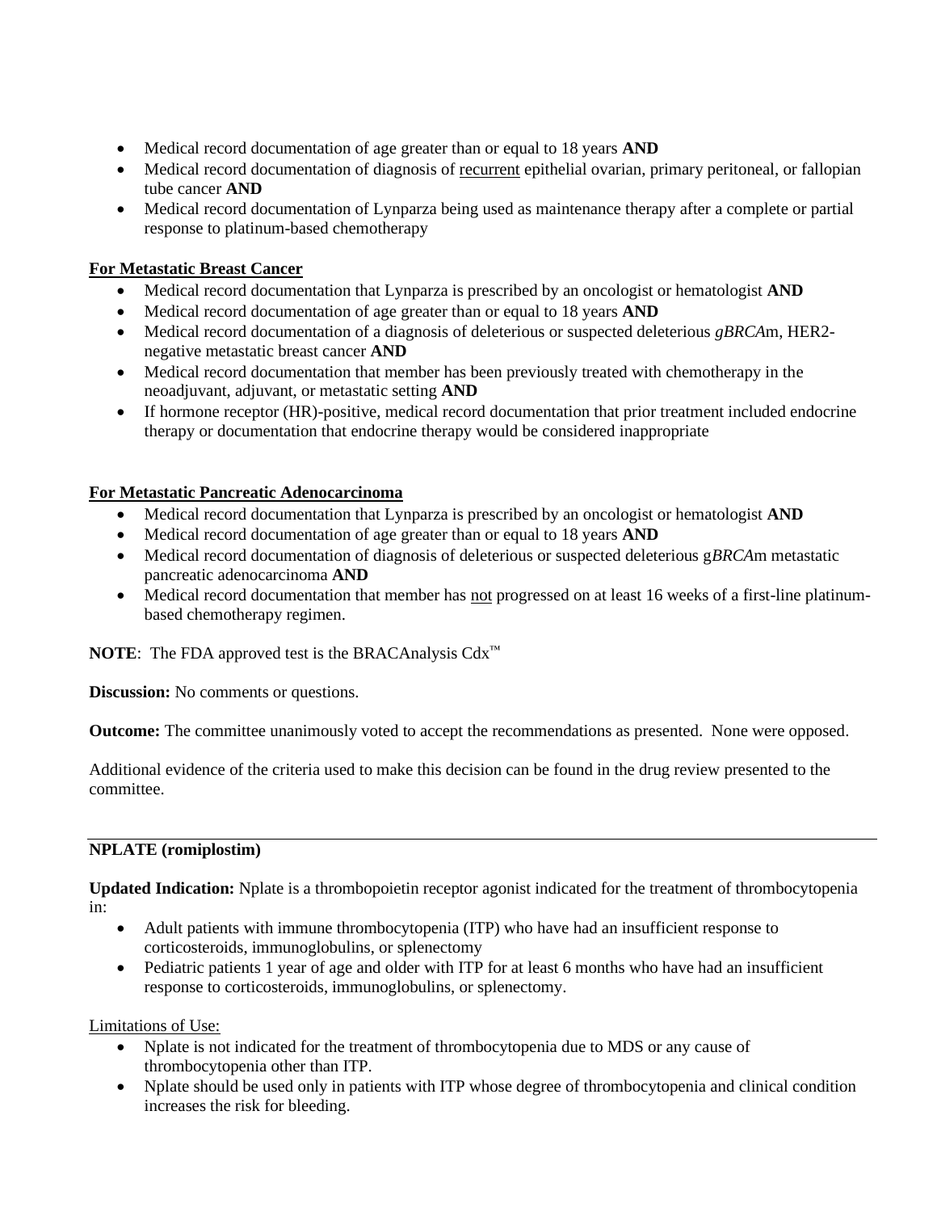- Medical record documentation of age greater than or equal to 18 years **AND**
- Medical record documentation of diagnosis of <u>recurrent</u> epithelial ovarian, primary peritoneal, or fallopian tube cancer **AND**
- Medical record documentation of Lynparza being used as maintenance therapy after a complete or partial response to platinum-based chemotherapy

**<u>For Metastatic Breast Cancer</u>**

- Medical record documentation that Lynparza is prescribed by an oncologist or hematologist **AND**
- Medical record documentation of age greater than or equal to 18 years **AND**
- Medical record documentation of a diagnosis of deleterious or suspected deleterious *gBRCA*m, HER2-negative metastatic breast cancer **AND**
- Medical record documentation that member has been previously treated with chemotherapy in the neoadjuvant, adjuvant, or metastatic setting **AND**
- If hormone receptor (HR)-positive, medical record documentation that prior treatment included endocrine therapy or documentation that endocrine therapy would be considered inappropriate

**<u>For Metastatic Pancreatic Adenocarcinoma</u>**

- Medical record documentation that Lynparza is prescribed by an oncologist or hematologist **AND**
- Medical record documentation of age greater than or equal to 18 years **AND**
- Medical record documentation of diagnosis of deleterious or suspected deleterious g*BRCA*m metastatic pancreatic adenocarcinoma **AND**
- Medical record documentation that member has <u>not</u> progressed on at least 16 weeks of a first-line platinum-based chemotherapy regimen.

**NOTE**: The FDA approved test is the BRACAnalysis Cdx™

**Discussion:** No comments or questions.

**Outcome:** The committee unanimously voted to accept the recommendations as presented. None were opposed.

Additional evidence of the criteria used to make this decision can be found in the drug review presented to the committee.

---

**NPLATE (romiplostim)**

**Updated Indication:** Nplate is a thrombopoietin receptor agonist indicated for the treatment of thrombocytopenia in:

- Adult patients with immune thrombocytopenia (ITP) who have had an insufficient response to corticosteroids, immunoglobulins, or splenectomy
- Pediatric patients 1 year of age and older with ITP for at least 6 months who have had an insufficient response to corticosteroids, immunoglobulins, or splenectomy.

<u>Limitations of Use:</u>

- Nplate is not indicated for the treatment of thrombocytopenia due to MDS or any cause of thrombocytopenia other than ITP.
- Nplate should be used only in patients with ITP whose degree of thrombocytopenia and clinical condition increases the risk for bleeding.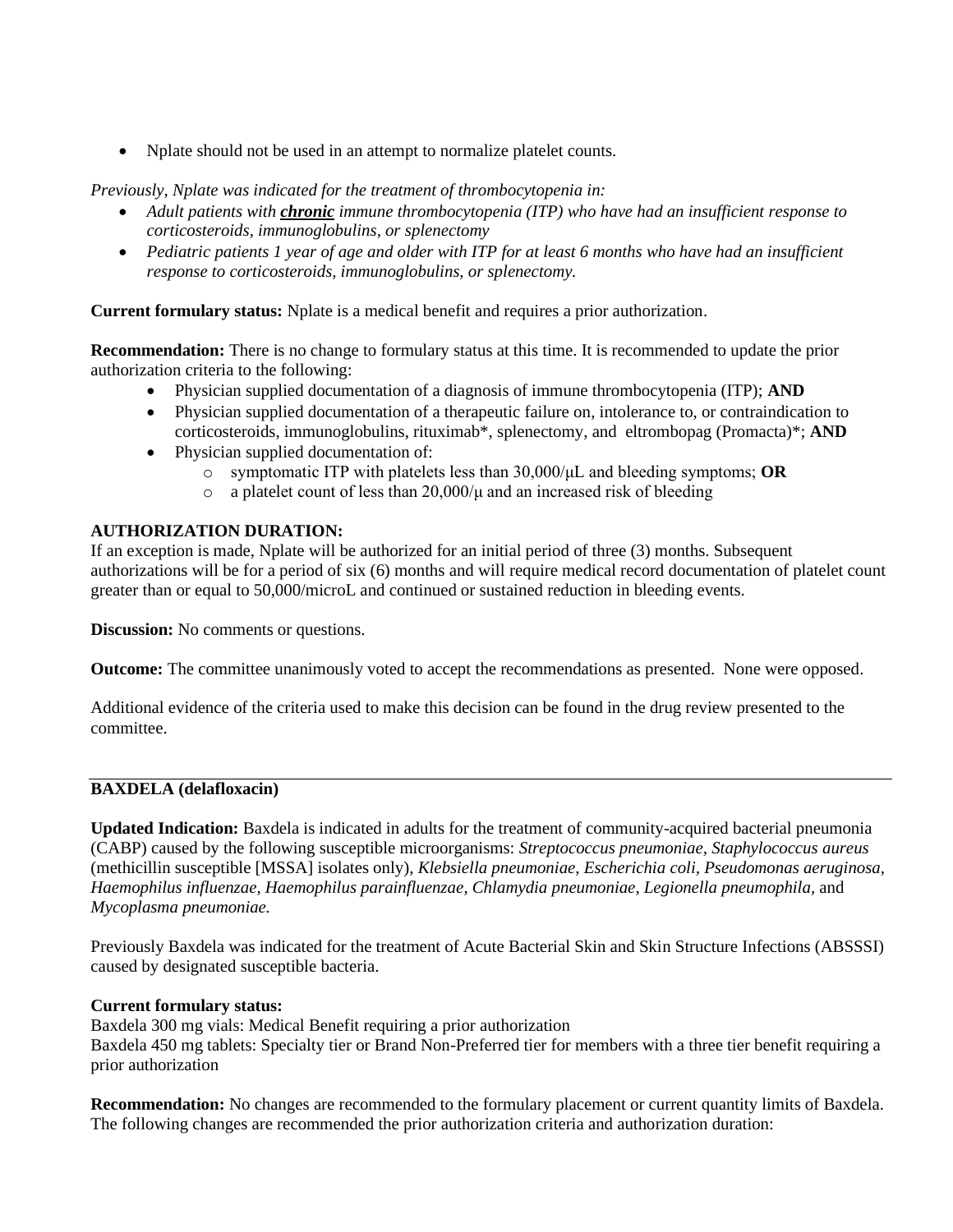- Nplate should not be used in an attempt to normalize platelet counts.

*Previously, Nplate was indicated for the treatment of thrombocytopenia in:*

- *Adult patients with **chronic** immune thrombocytopenia (ITP) who have had an insufficient response to corticosteroids, immunoglobulins, or splenectomy*
- *Pediatric patients 1 year of age and older with ITP for at least 6 months who have had an insufficient response to corticosteroids, immunoglobulins, or splenectomy.*

**Current formulary status:** Nplate is a medical benefit and requires a prior authorization.

**Recommendation:** There is no change to formulary status at this time. It is recommended to update the prior authorization criteria to the following:

- Physician supplied documentation of a diagnosis of immune thrombocytopenia (ITP); **AND**
- Physician supplied documentation of a therapeutic failure on, intolerance to, or contraindication to corticosteroids, immunoglobulins, rituximab*, splenectomy, and eltrombopag (Promacta)*; **AND**
- Physician supplied documentation of:
  - symptomatic ITP with platelets less than 30,000/μL and bleeding symptoms; **OR**
  - a platelet count of less than 20,000/μ and an increased risk of bleeding

**AUTHORIZATION DURATION:**
If an exception is made, Nplate will be authorized for an initial period of three (3) months. Subsequent authorizations will be for a period of six (6) months and will require medical record documentation of platelet count greater than or equal to 50,000/microL and continued or sustained reduction in bleeding events.

**Discussion:** No comments or questions.

**Outcome:** The committee unanimously voted to accept the recommendations as presented. None were opposed.

Additional evidence of the criteria used to make this decision can be found in the drug review presented to the committee.

---

**BAXDELA (delafloxacin)**

**Updated Indication:** Baxdela is indicated in adults for the treatment of community-acquired bacterial pneumonia (CABP) caused by the following susceptible microorganisms: *Streptococcus pneumoniae*, *Staphylococcus aureus* (methicillin susceptible [MSSA] isolates only), *Klebsiella pneumoniae, Escherichia coli, Pseudomonas aeruginosa, Haemophilus influenzae, Haemophilus parainfluenzae*, *Chlamydia pneumoniae*, *Legionella pneumophila,* and *Mycoplasma pneumoniae.*

Previously Baxdela was indicated for the treatment of Acute Bacterial Skin and Skin Structure Infections (ABSSSI) caused by designated susceptible bacteria.

**Current formulary status:**
Baxdela 300 mg vials: Medical Benefit requiring a prior authorization
Baxdela 450 mg tablets: Specialty tier or Brand Non-Preferred tier for members with a three tier benefit requiring a prior authorization

**Recommendation:** No changes are recommended to the formulary placement or current quantity limits of Baxdela. The following changes are recommended the prior authorization criteria and authorization duration: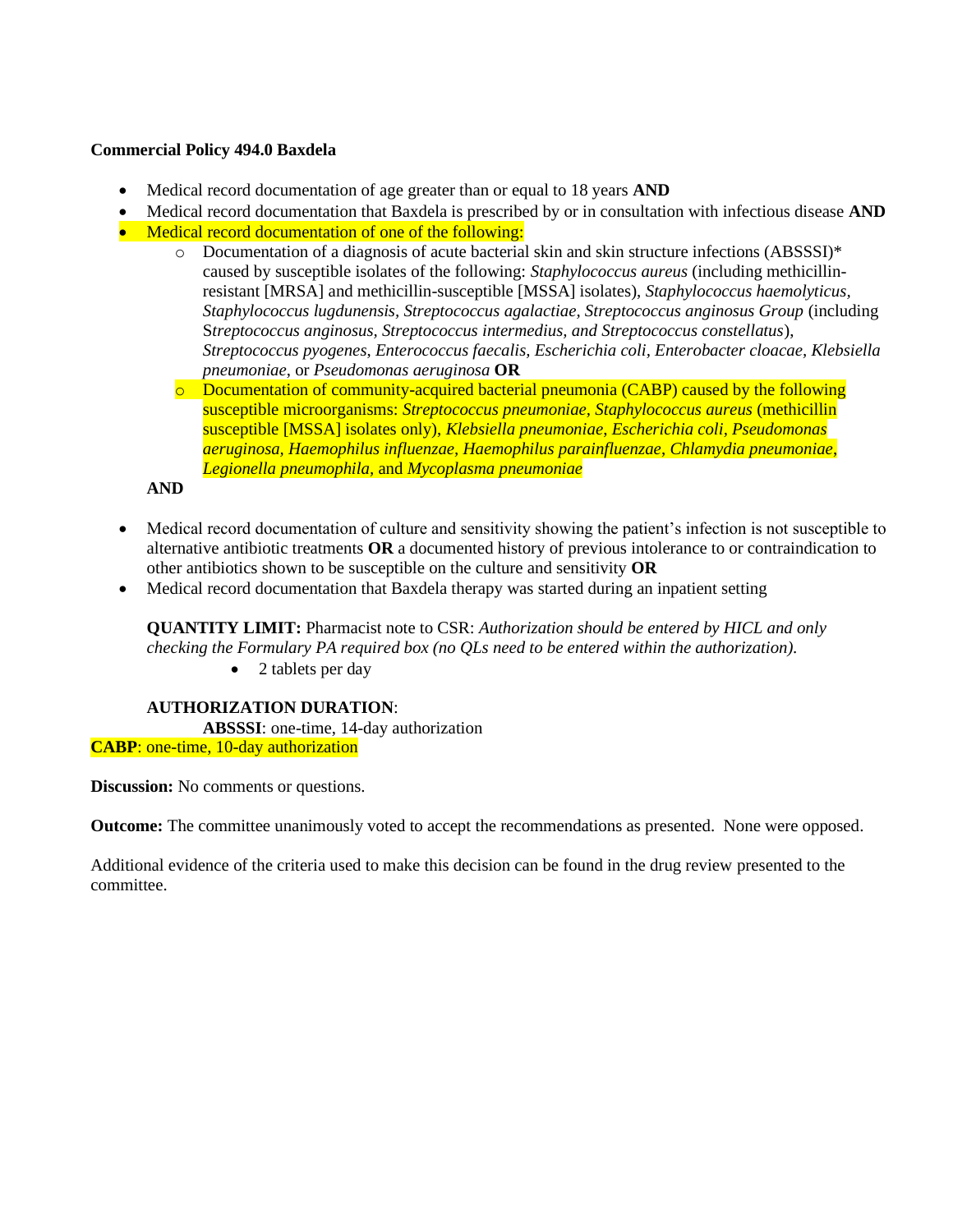**Commercial Policy 494.0 Baxdela**

- Medical record documentation of age greater than or equal to 18 years **AND**
- Medical record documentation that Baxdela is prescribed by or in consultation with infectious disease **AND**
- Medical record documentation of one of the following:
    - Documentation of a diagnosis of acute bacterial skin and skin structure infections (ABSSSI)* caused by susceptible isolates of the following: *Staphylococcus aureus* (including methicillin-resistant [MRSA] and methicillin-susceptible [MSSA] isolates), *Staphylococcus haemolyticus, Staphylococcus lugdunensis, Streptococcus agalactiae, Streptococcus anginosus Group* (including S*treptococcus anginosus, Streptococcus intermedius, and Streptococcus constellatus*), *Streptococcus pyogenes, Enterococcus faecalis, Escherichia coli, Enterobacter cloacae, Klebsiella pneumoniae*, or *Pseudomonas aeruginosa* **OR**
    - Documentation of community-acquired bacterial pneumonia (CABP) caused by the following susceptible microorganisms: *Streptococcus pneumoniae, Staphylococcus aureus* (methicillin susceptible [MSSA] isolates only), *Klebsiella pneumoniae, Escherichia coli, Pseudomonas aeruginosa, Haemophilus influenzae, Haemophilus parainfluenzae, Chlamydia pneumoniae, Legionella pneumophila,* and *Mycoplasma pneumoniae*

  **AND**

- Medical record documentation of culture and sensitivity showing the patient's infection is not susceptible to alternative antibiotic treatments **OR** a documented history of previous intolerance to or contraindication to other antibiotics shown to be susceptible on the culture and sensitivity **OR**
- Medical record documentation that Baxdela therapy was started during an inpatient setting

  **QUANTITY LIMIT:** Pharmacist note to CSR: *Authorization should be entered by HICL and only checking the Formulary PA required box (no QLs need to be entered within the authorization).*

    - 2 tablets per day

  **AUTHORIZATION DURATION**:

  **ABSSSI**: one-time, 14-day authorization

  **CABP**: one-time, 10-day authorization

**Discussion:** No comments or questions.

**Outcome:** The committee unanimously voted to accept the recommendations as presented. None were opposed.

Additional evidence of the criteria used to make this decision can be found in the drug review presented to the committee.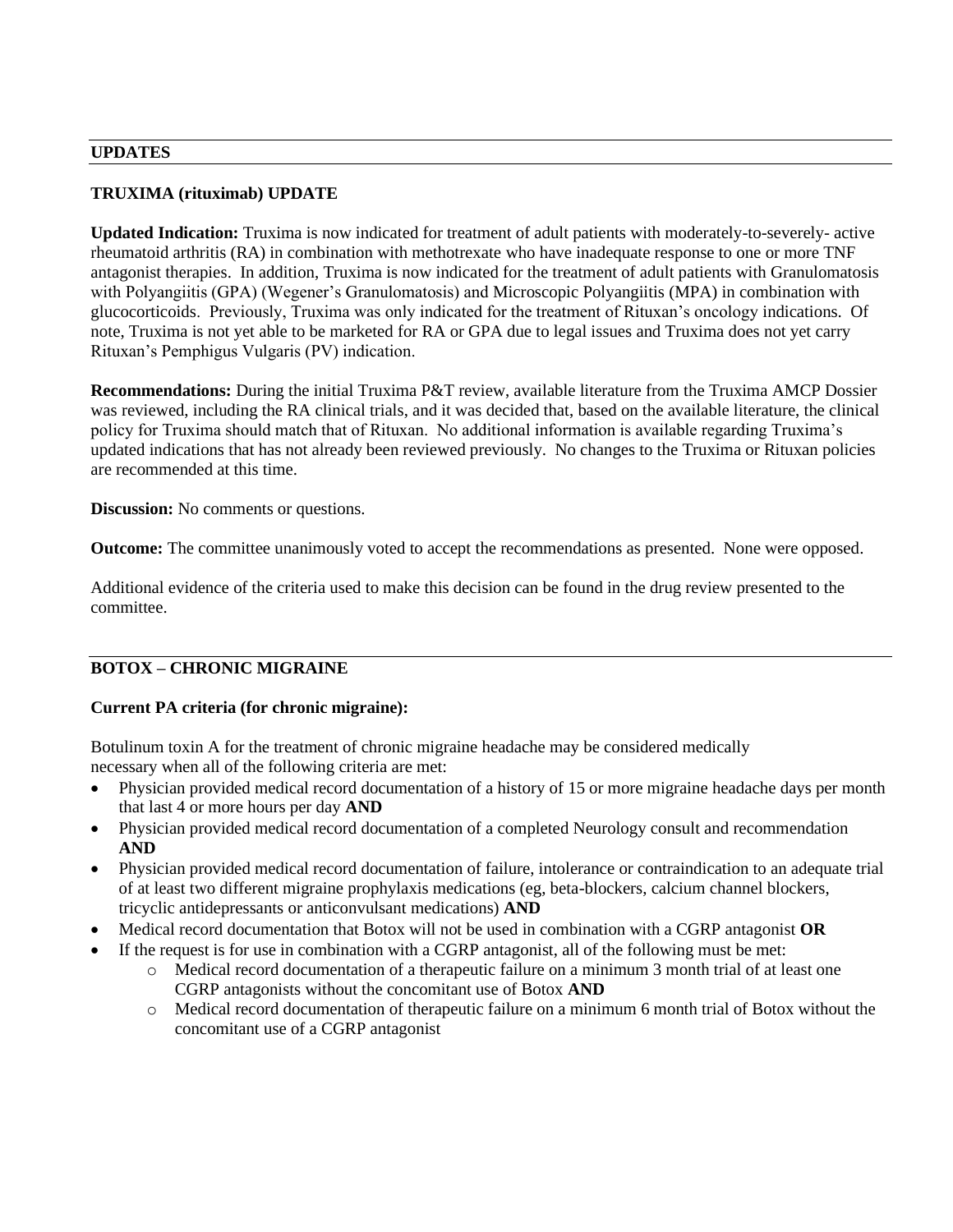## UPDATES

### TRUXIMA (rituximab) UPDATE

**Updated Indication:** Truxima is now indicated for treatment of adult patients with moderately-to-severely- active rheumatoid arthritis (RA) in combination with methotrexate who have inadequate response to one or more TNF antagonist therapies. In addition, Truxima is now indicated for the treatment of adult patients with Granulomatosis with Polyangiitis (GPA) (Wegener's Granulomatosis) and Microscopic Polyangiitis (MPA) in combination with glucocorticoids. Previously, Truxima was only indicated for the treatment of Rituxan's oncology indications. Of note, Truxima is not yet able to be marketed for RA or GPA due to legal issues and Truxima does not yet carry Rituxan's Pemphigus Vulgaris (PV) indication.

**Recommendations:** During the initial Truxima P&T review, available literature from the Truxima AMCP Dossier was reviewed, including the RA clinical trials, and it was decided that, based on the available literature, the clinical policy for Truxima should match that of Rituxan. No additional information is available regarding Truxima's updated indications that has not already been reviewed previously. No changes to the Truxima or Rituxan policies are recommended at this time.

**Discussion:** No comments or questions.

**Outcome:** The committee unanimously voted to accept the recommendations as presented. None were opposed.

Additional evidence of the criteria used to make this decision can be found in the drug review presented to the committee.

### BOTOX – CHRONIC MIGRAINE

**Current PA criteria (for chronic migraine):**

Botulinum toxin A for the treatment of chronic migraine headache may be considered medically necessary when all of the following criteria are met:

- Physician provided medical record documentation of a history of 15 or more migraine headache days per month that last 4 or more hours per day **AND**
- Physician provided medical record documentation of a completed Neurology consult and recommendation **AND**
- Physician provided medical record documentation of failure, intolerance or contraindication to an adequate trial of at least two different migraine prophylaxis medications (eg, beta-blockers, calcium channel blockers, tricyclic antidepressants or anticonvulsant medications) **AND**
- Medical record documentation that Botox will not be used in combination with a CGRP antagonist **OR**
- If the request is for use in combination with a CGRP antagonist, all of the following must be met:
    - Medical record documentation of a therapeutic failure on a minimum 3 month trial of at least one CGRP antagonists without the concomitant use of Botox **AND**
    - Medical record documentation of therapeutic failure on a minimum 6 month trial of Botox without the concomitant use of a CGRP antagonist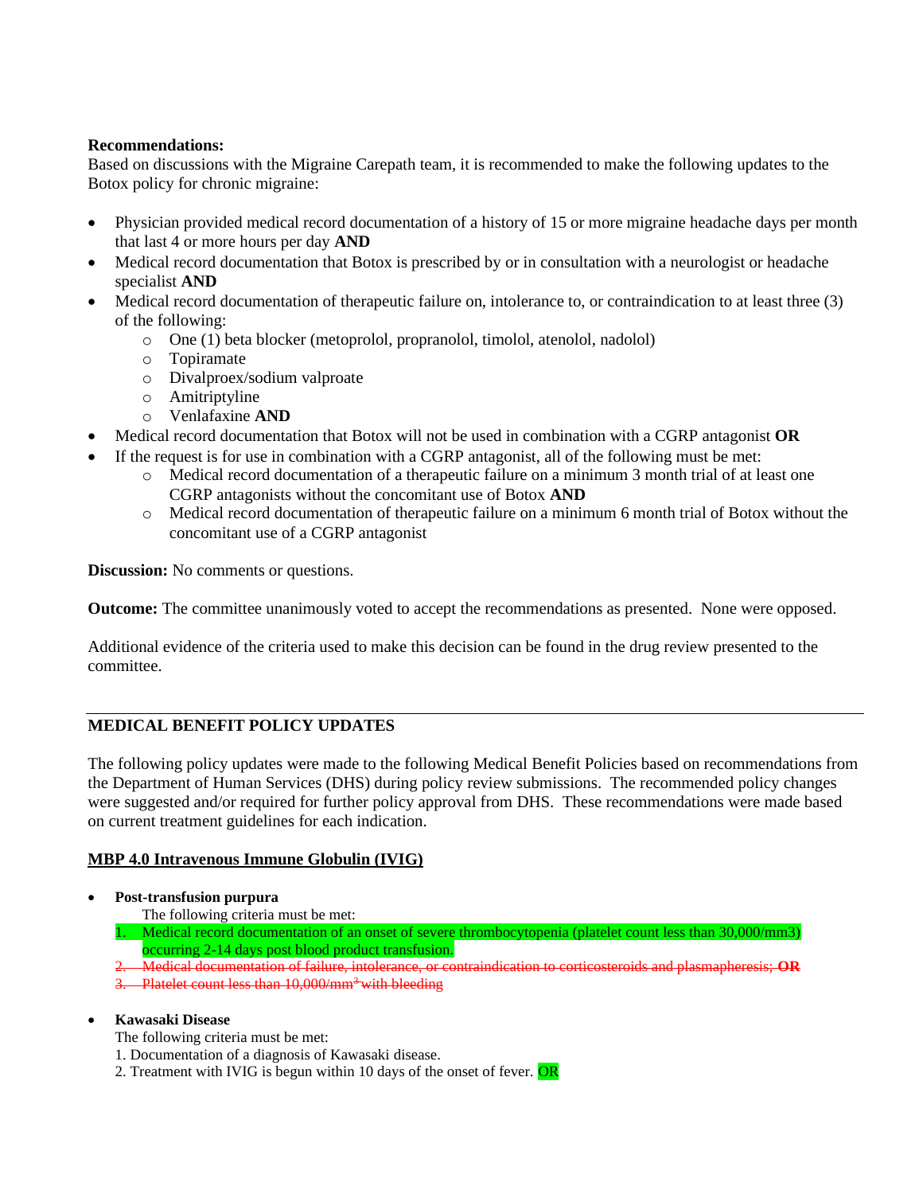**Recommendations:**
Based on discussions with the Migraine Carepath team, it is recommended to make the following updates to the Botox policy for chronic migraine:

- Physician provided medical record documentation of a history of 15 or more migraine headache days per month that last 4 or more hours per day **AND**
- Medical record documentation that Botox is prescribed by or in consultation with a neurologist or headache specialist **AND**
- Medical record documentation of therapeutic failure on, intolerance to, or contraindication to at least three (3) of the following:
  - One (1) beta blocker (metoprolol, propranolol, timolol, atenolol, nadolol)
  - Topiramate
  - Divalproex/sodium valproate
  - Amitriptyline
  - Venlafaxine **AND**
- Medical record documentation that Botox will not be used in combination with a CGRP antagonist **OR**
- If the request is for use in combination with a CGRP antagonist, all of the following must be met:
  - Medical record documentation of a therapeutic failure on a minimum 3 month trial of at least one CGRP antagonists without the concomitant use of Botox **AND**
  - Medical record documentation of therapeutic failure on a minimum 6 month trial of Botox without the concomitant use of a CGRP antagonist

**Discussion:** No comments or questions.

**Outcome:** The committee unanimously voted to accept the recommendations as presented. None were opposed.

Additional evidence of the criteria used to make this decision can be found in the drug review presented to the committee.

---

## MEDICAL BENEFIT POLICY UPDATES

The following policy updates were made to the following Medical Benefit Policies based on recommendations from the Department of Human Services (DHS) during policy review submissions. The recommended policy changes were suggested and/or required for further policy approval from DHS. These recommendations were made based on current treatment guidelines for each indication.

### MBP 4.0 Intravenous Immune Globulin (IVIG)

- **Post-transfusion purpura**
  The following criteria must be met:
  1. Medical record documentation of an onset of severe thrombocytopenia (platelet count less than 30,000/mm3) occurring 2-14 days post blood product transfusion.
  2. ~~Medical documentation of failure, intolerance, or contraindication to corticosteroids and plasmapheresis; **OR**~~
  3. ~~Platelet count less than 10,000/mm$^3$ with bleeding~~

- **Kawasaki Disease**
  The following criteria must be met:
  1. Documentation of a diagnosis of Kawasaki disease.
  2. Treatment with IVIG is begun within 10 days of the onset of fever. OR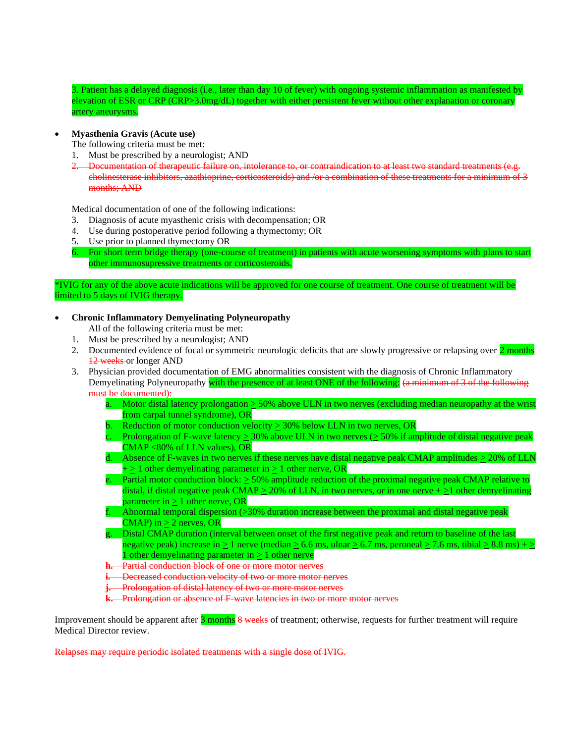3. Patient has a delayed diagnosis (i.e., later than day 10 of fever) with ongoing systemic inflammation as manifested by elevation of ESR or CRP (CRP>3.0mg/dL) together with either persistent fever without other explanation or coronary artery aneurysms.

- **Myasthenia Gravis (Acute use)**

  The following criteria must be met:

  1. Must be prescribed by a neurologist; AND
  2. ~~Documentation of therapeutic failure on, intolerance to, or contraindication to at least two standard treatments (e.g. cholinesterase inhibitors, azathioprine, corticosteroids) and /or a combination of these treatments for a minimum of 3 months; AND~~

  Medical documentation of one of the following indications:

  3. Diagnosis of acute myasthenic crisis with decompensation; OR
  4. Use during postoperative period following a thymectomy; OR
  5. Use prior to planned thymectomy OR
  6. For short term bridge therapy (one-course of treatment) in patients with acute worsening symptoms with plans to start other immunosupressive treatments or corticosteroids.

*IVIG for any of the above acute indications will be approved for one course of treatment. One course of treatment will be limited to 5 days of IVIG therapy.

- **Chronic Inflammatory Demyelinating Polyneuropathy**

  All of the following criteria must be met:

  1. Must be prescribed by a neurologist; AND
  2. Documented evidence of focal or symmetric neurologic deficits that are slowly progressive or relapsing over 2 months ~~12 weeks~~ or longer AND
  3. Physician provided documentation of EMG abnormalities consistent with the diagnosis of Chronic Inflammatory Demyelinating Polyneuropathy with the presence of at least ONE of the following: ~~(a minimum of 3 of the following must be documented):~~
     a. Motor distal latency prolongation ≥ 50% above ULN in two nerves (excluding median neuropathy at the wrist from carpal tunnel syndrome), OR
     b. Reduction of motor conduction velocity ≥ 30% below LLN in two nerves, OR
     c. Prolongation of F-wave latency ≥ 30% above ULN in two nerves (≥ 50% if amplitude of distal negative peak CMAP <80% of LLN values), OR
     d. Absence of F-waves in two nerves if these nerves have distal negative peak CMAP amplitudes ≥ 20% of LLN + ≥ 1 other demyelinating parameter in ≥ 1 other nerve, OR
     e. Partial motor conduction block: ≥ 50% amplitude reduction of the proximal negative peak CMAP relative to distal, if distal negative peak CMAP ≥ 20% of LLN, in two nerves, or in one nerve + ≥1 other demyelinating parameter in ≥ 1 other nerve, OR
     f. Abnormal temporal dispersion (>30% duration increase between the proximal and distal negative peak CMAP) in ≥ 2 nerves, OR
     g. Distal CMAP duration (interval between onset of the first negative peak and return to baseline of the last negative peak) increase in ≥ 1 nerve (median ≥ 6.6 ms, ulnar ≥ 6.7 ms, peroneal ≥ 7.6 ms, tibial ≥ 8.8 ms) + ≥ 1 other demyelinating parameter in ≥ 1 other nerve
     h. ~~Partial conduction block of one or more motor nerves~~
     i. ~~Decreased conduction velocity of two or more motor nerves~~
     j. ~~Prolongation of distal latency of two or more motor nerves~~
     k. ~~Prolongation or absence of F-wave latencies in two or more motor nerves~~

Improvement should be apparent after 3 months ~~8 weeks~~ of treatment; otherwise, requests for further treatment will require Medical Director review.

~~Relapses may require periodic isolated treatments with a single dose of IVIG.~~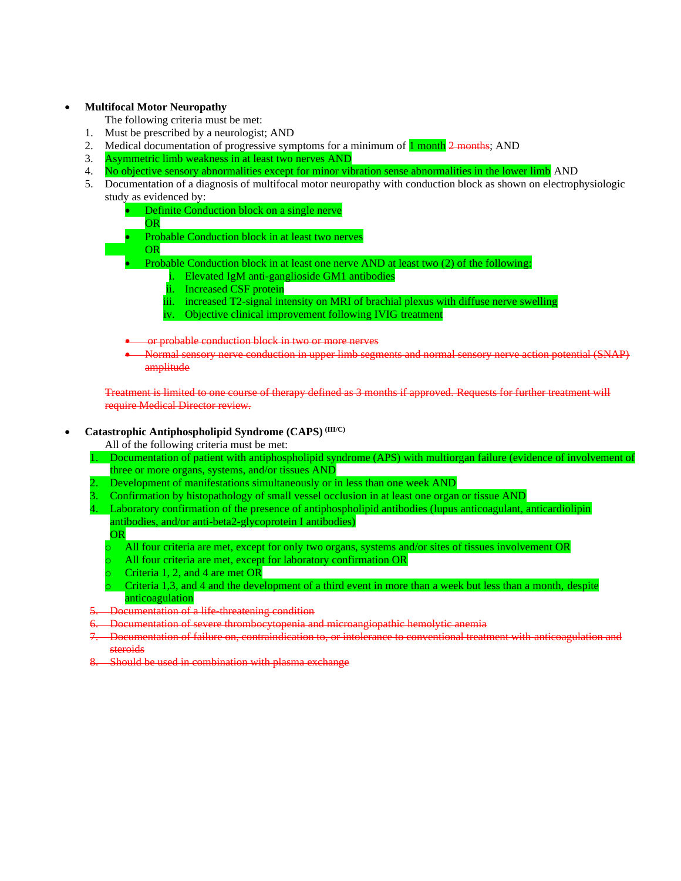- **Multifocal Motor Neuropathy**

  The following criteria must be met:

  1. Must be prescribed by a neurologist; AND
  2. Medical documentation of progressive symptoms for a minimum of 1 month ~~2 months~~; AND
  3. Asymmetric limb weakness in at least two nerves AND
  4. No objective sensory abnormalities except for minor vibration sense abnormalities in the lower limb AND
  5. Documentation of a diagnosis of multifocal motor neuropathy with conduction block as shown on electrophysiologic study as evidenced by:
     - Definite Conduction block on a single nerve

       OR
     - Probable Conduction block in at least two nerves

       OR
     - Probable Conduction block in at least one nerve AND at least two (2) of the following:
       1. Elevated IgM anti-ganglioside GM1 antibodies
       2. Increased CSF protein
       3. increased T2-signal intensity on MRI of brachial plexus with diffuse nerve swelling
       4. Objective clinical improvement following IVIG treatment

     - ~~or probable conduction block in two or more nerves~~
     - ~~Normal sensory nerve conduction in upper limb segments and normal sensory nerve action potential (SNAP) amplitude~~

  ~~Treatment is limited to one course of therapy defined as 3 months if approved. Requests for further treatment will require Medical Director review.~~

- **Catastrophic Antiphospholipid Syndrome (CAPS)** [III/C]

  All of the following criteria must be met:

  1. Documentation of patient with antiphospholipid syndrome (APS) with multiorgan failure (evidence of involvement of three or more organs, systems, and/or tissues AND
  2. Development of manifestations simultaneously or in less than one week AND
  3. Confirmation by histopathology of small vessel occlusion in at least one organ or tissue AND
  4. Laboratory confirmation of the presence of antiphospholipid antibodies (lupus anticoagulant, anticardiolipin antibodies, and/or anti-beta2-glycoprotein I antibodies)

     OR
     - All four criteria are met, except for only two organs, systems and/or sites of tissues involvement OR
     - All four criteria are met, except for laboratory confirmation OR
     - Criteria 1, 2, and 4 are met OR
     - Criteria 1,3, and 4 and the development of a third event in more than a week but less than a month, despite anticoagulation
  5. ~~Documentation of a life-threatening condition~~
  6. ~~Documentation of severe thrombocytopenia and microangiopathic hemolytic anemia~~
  7. ~~Documentation of failure on, contraindication to, or intolerance to conventional treatment with anticoagulation and steroids~~
  8. ~~Should be used in combination with plasma exchange~~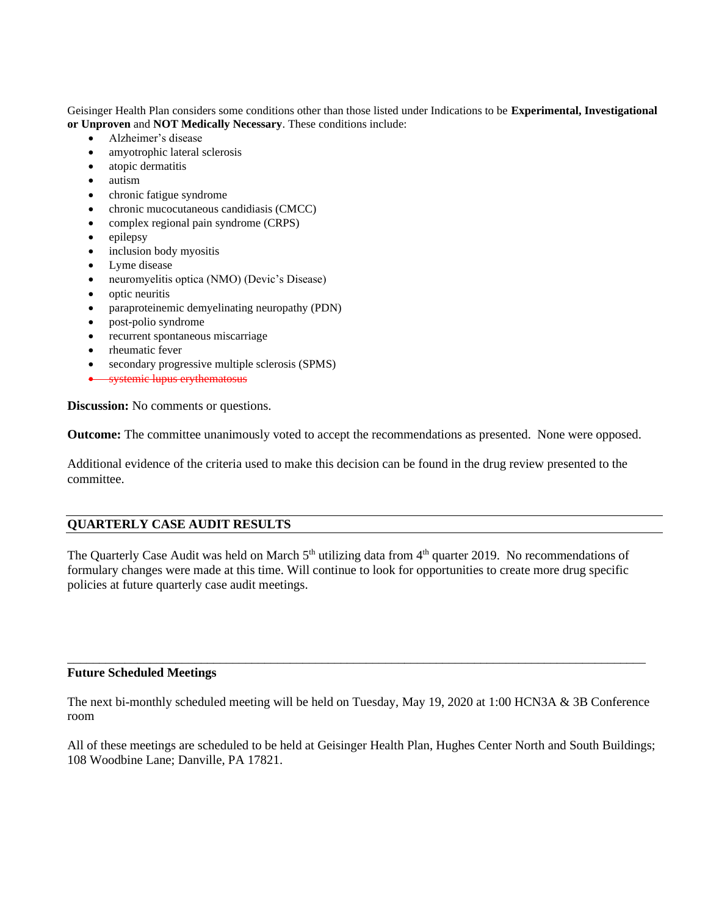Geisinger Health Plan considers some conditions other than those listed under Indications to be **Experimental, Investigational or Unproven** and **NOT Medically Necessary**. These conditions include:

- Alzheimer's disease
- amyotrophic lateral sclerosis
- atopic dermatitis
- autism
- chronic fatigue syndrome
- chronic mucocutaneous candidiasis (CMCC)
- complex regional pain syndrome (CRPS)
- epilepsy
- inclusion body myositis
- Lyme disease
- neuromyelitis optica (NMO) (Devic's Disease)
- optic neuritis
- paraproteinemic demyelinating neuropathy (PDN)
- post-polio syndrome
- recurrent spontaneous miscarriage
- rheumatic fever
- secondary progressive multiple sclerosis (SPMS)
- ~~systemic lupus erythematosus~~

**Discussion:** No comments or questions.

**Outcome:** The committee unanimously voted to accept the recommendations as presented. None were opposed.

Additional evidence of the criteria used to make this decision can be found in the drug review presented to the committee.

## QUARTERLY CASE AUDIT RESULTS

The Quarterly Case Audit was held on March 5th utilizing data from 4th quarter 2019. No recommendations of formulary changes were made at this time. Will continue to look for opportunities to create more drug specific policies at future quarterly case audit meetings.

---

**Future Scheduled Meetings**

The next bi-monthly scheduled meeting will be held on Tuesday, May 19, 2020 at 1:00 HCN3A & 3B Conference room

All of these meetings are scheduled to be held at Geisinger Health Plan, Hughes Center North and South Buildings; 108 Woodbine Lane; Danville, PA 17821.